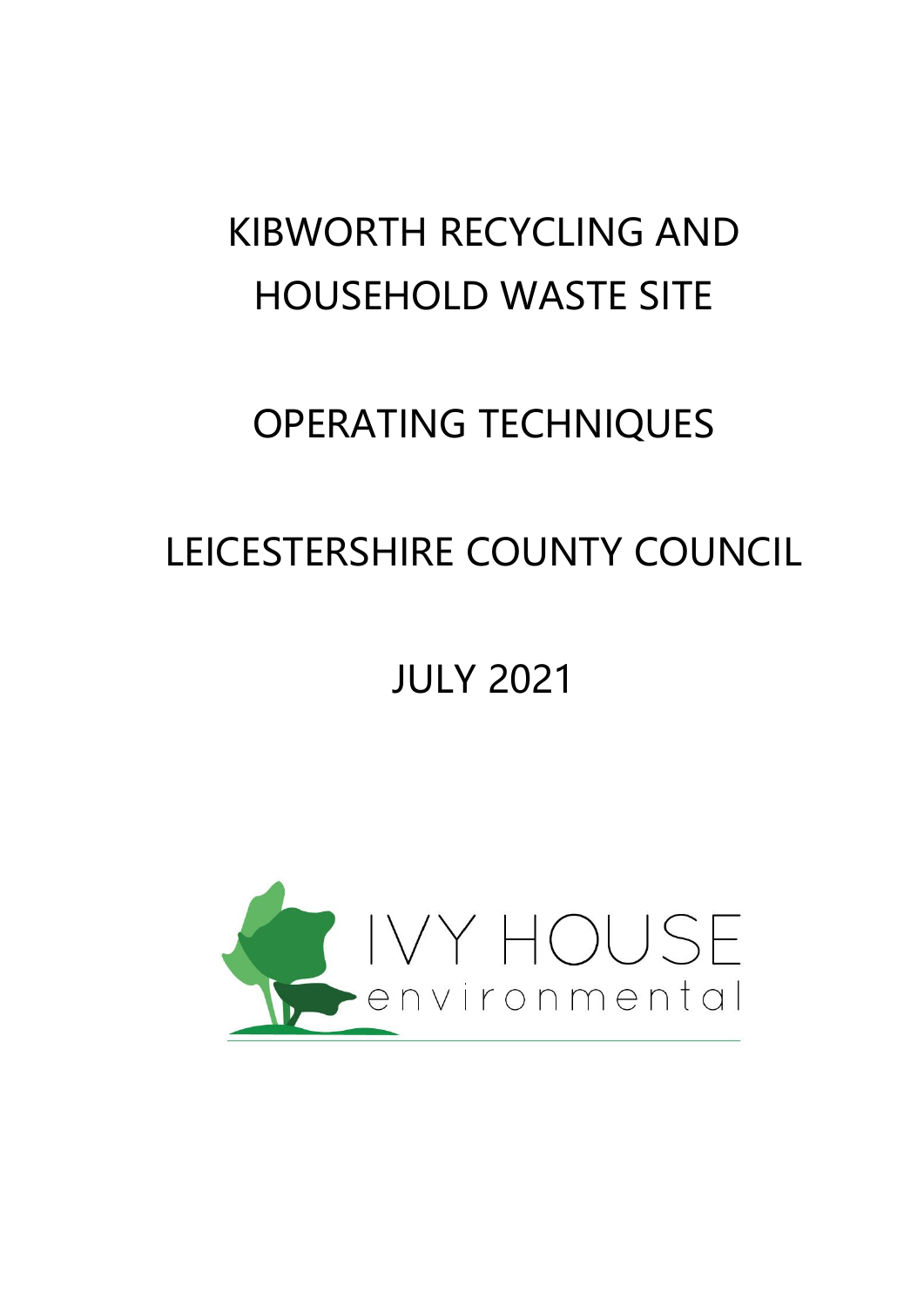# KIBWORTH RECYCLING AND HOUSEHOLD WASTE SITE

# OPERATING TECHNIQUES

# LEICESTERSHIRE COUNTY COUNCIL

# JULY 2021

IVY HOUSE
environmental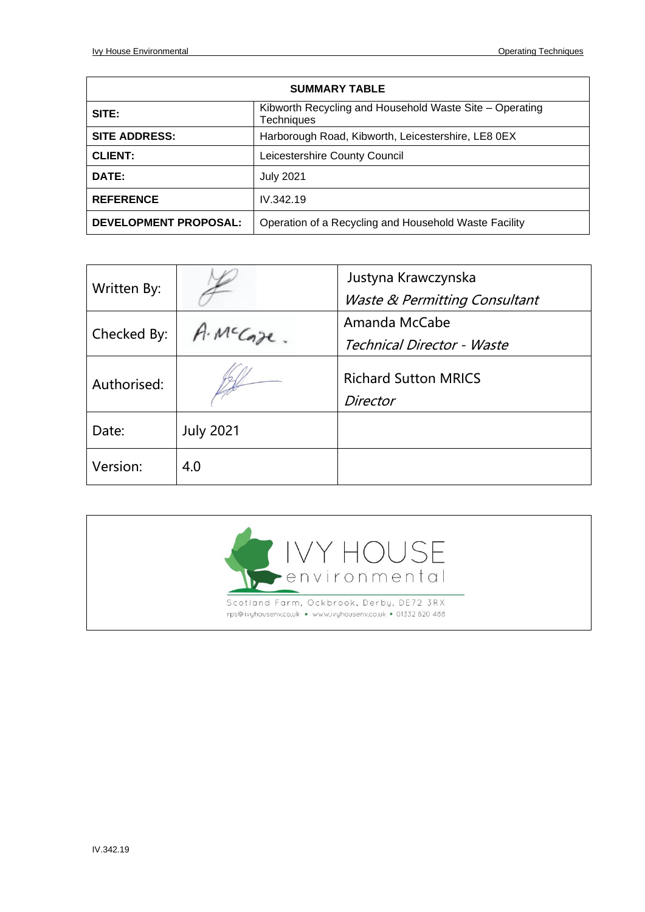| SUMMARY TABLE | |
|---|---|
| **SITE:** | Kibworth Recycling and Household Waste Site – Operating Techniques |
| **SITE ADDRESS:** | Harborough Road, Kibworth, Leicestershire, LE8 0EX |
| **CLIENT:** | Leicestershire County Council |
| **DATE:** | July 2021 |
| **REFERENCE** | IV.342.19 |
| **DEVELOPMENT PROPOSAL:** | Operation of a Recycling and Household Waste Facility |

| | | |
|---|---|---|
| Written By: | | Justyna Krawczynska<br>*Waste & Permitting Consultant* |
| Checked By: | A. McCabe. | Amanda McCabe<br>*Technical Director - Waste* |
| Authorised: | | Richard Sutton MRICS<br>*Director* |
| Date: | July 2021 | |
| Version: | 4.0 | |

IVY HOUSE environmental

Scotland Farm, Ockbrook, Derby, DE72 3RX
rps@ivyhousenv.co.uk • www.ivyhousenv.co.uk • 01332 820 488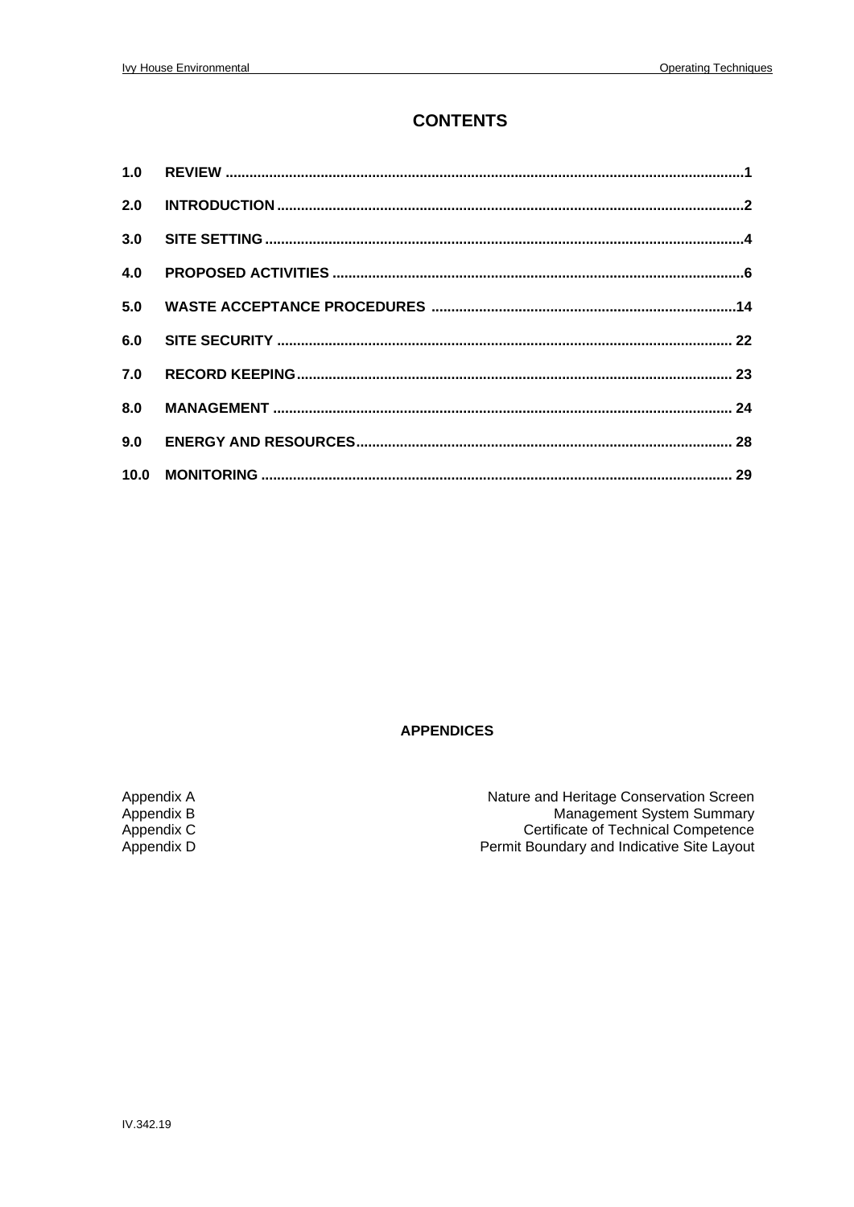# CONTENTS

| | | |
|---|---|---|
| **1.0** | **REVIEW** | **1** |
| **2.0** | **INTRODUCTION** | **2** |
| **3.0** | **SITE SETTING** | **4** |
| **4.0** | **PROPOSED ACTIVITIES** | **6** |
| **5.0** | **WASTE ACCEPTANCE PROCEDURES** | **14** |
| **6.0** | **SITE SECURITY** | **22** |
| **7.0** | **RECORD KEEPING** | **23** |
| **8.0** | **MANAGEMENT** | **24** |
| **9.0** | **ENERGY AND RESOURCES** | **28** |
| **10.0** | **MONITORING** | **29** |

**APPENDICES**

| | |
|---|---|
| Appendix A | Nature and Heritage Conservation Screen |
| Appendix B | Management System Summary |
| Appendix C | Certificate of Technical Competence |
| Appendix D | Permit Boundary and Indicative Site Layout |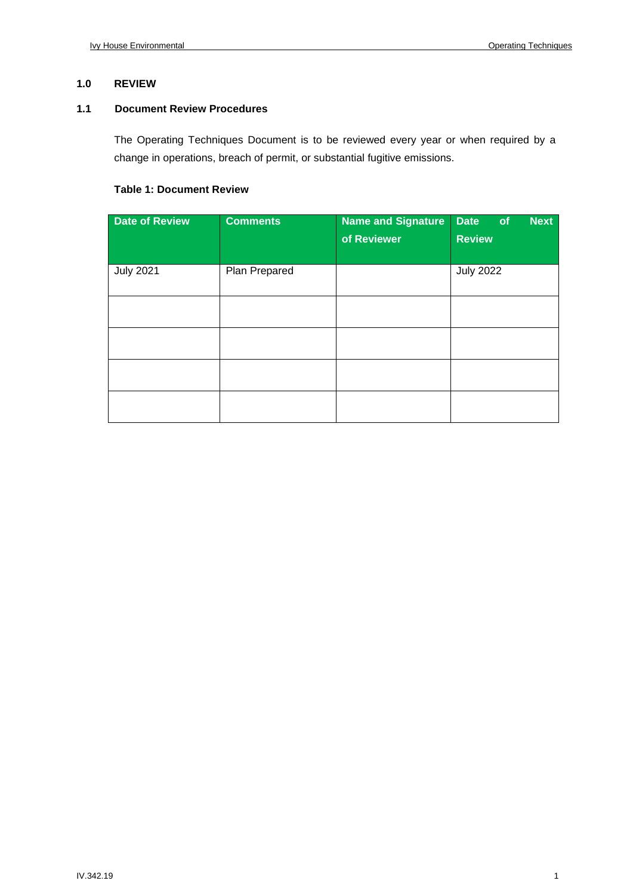# 1.0 REVIEW

## 1.1 Document Review Procedures

The Operating Techniques Document is to be reviewed every year or when required by a change in operations, breach of permit, or substantial fugitive emissions.

**Table 1: Document Review**

| Date of Review | Comments | Name and Signature of Reviewer | Date of Next Review |
|---|---|---|---|
| July 2021 | Plan Prepared | | July 2022 |
| | | | |
| | | | |
| | | | |
| | | | |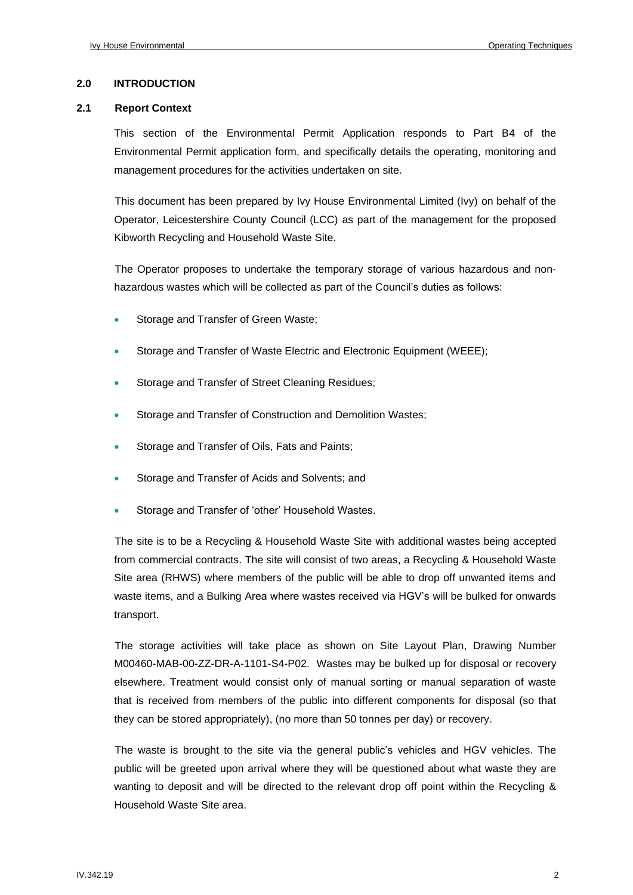## 2.0 INTRODUCTION

### 2.1 Report Context

This section of the Environmental Permit Application responds to Part B4 of the Environmental Permit application form, and specifically details the operating, monitoring and management procedures for the activities undertaken on site.

This document has been prepared by Ivy House Environmental Limited (Ivy) on behalf of the Operator, Leicestershire County Council (LCC) as part of the management for the proposed Kibworth Recycling and Household Waste Site.

The Operator proposes to undertake the temporary storage of various hazardous and non-hazardous wastes which will be collected as part of the Council's duties as follows:

- Storage and Transfer of Green Waste;
- Storage and Transfer of Waste Electric and Electronic Equipment (WEEE);
- Storage and Transfer of Street Cleaning Residues;
- Storage and Transfer of Construction and Demolition Wastes;
- Storage and Transfer of Oils, Fats and Paints;
- Storage and Transfer of Acids and Solvents; and
- Storage and Transfer of 'other' Household Wastes.

The site is to be a Recycling & Household Waste Site with additional wastes being accepted from commercial contracts. The site will consist of two areas, a Recycling & Household Waste Site area (RHWS) where members of the public will be able to drop off unwanted items and waste items, and a Bulking Area where wastes received via HGV's will be bulked for onwards transport.

The storage activities will take place as shown on Site Layout Plan, Drawing Number M00460-MAB-00-ZZ-DR-A-1101-S4-P02. Wastes may be bulked up for disposal or recovery elsewhere. Treatment would consist only of manual sorting or manual separation of waste that is received from members of the public into different components for disposal (so that they can be stored appropriately), (no more than 50 tonnes per day) or recovery.

The waste is brought to the site via the general public's vehicles and HGV vehicles. The public will be greeted upon arrival where they will be questioned about what waste they are wanting to deposit and will be directed to the relevant drop off point within the Recycling & Household Waste Site area.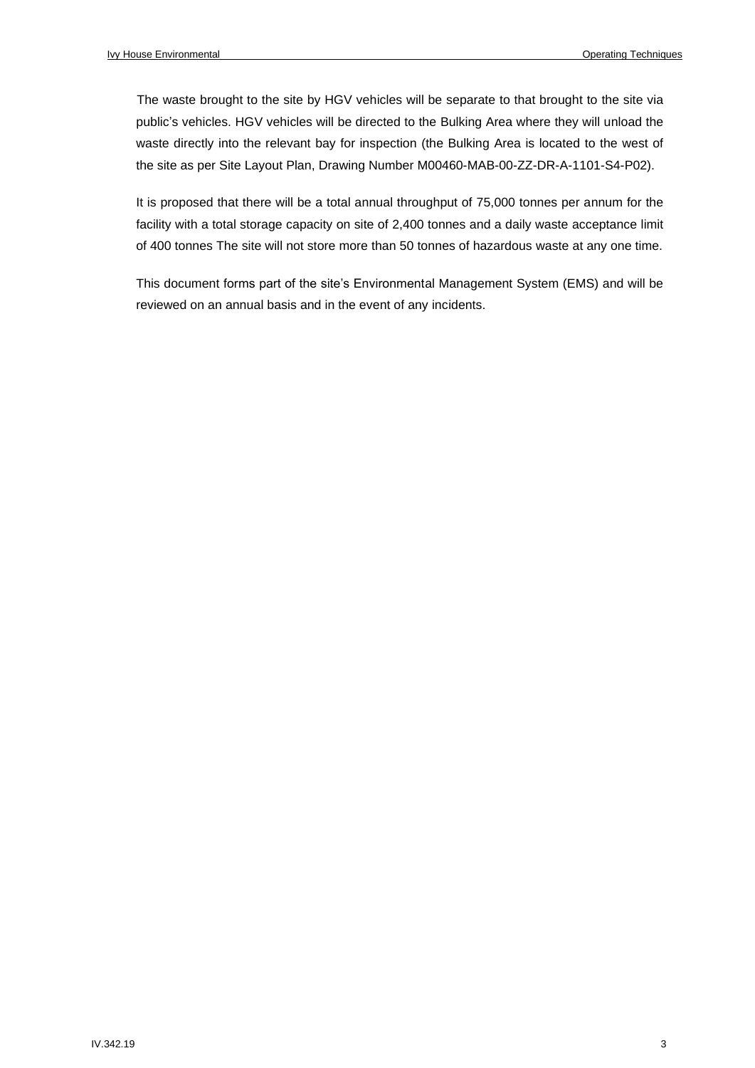The waste brought to the site by HGV vehicles will be separate to that brought to the site via public's vehicles. HGV vehicles will be directed to the Bulking Area where they will unload the waste directly into the relevant bay for inspection (the Bulking Area is located to the west of the site as per Site Layout Plan, Drawing Number M00460-MAB-00-ZZ-DR-A-1101-S4-P02).

It is proposed that there will be a total annual throughput of 75,000 tonnes per annum for the facility with a total storage capacity on site of 2,400 tonnes and a daily waste acceptance limit of 400 tonnes The site will not store more than 50 tonnes of hazardous waste at any one time.

This document forms part of the site's Environmental Management System (EMS) and will be reviewed on an annual basis and in the event of any incidents.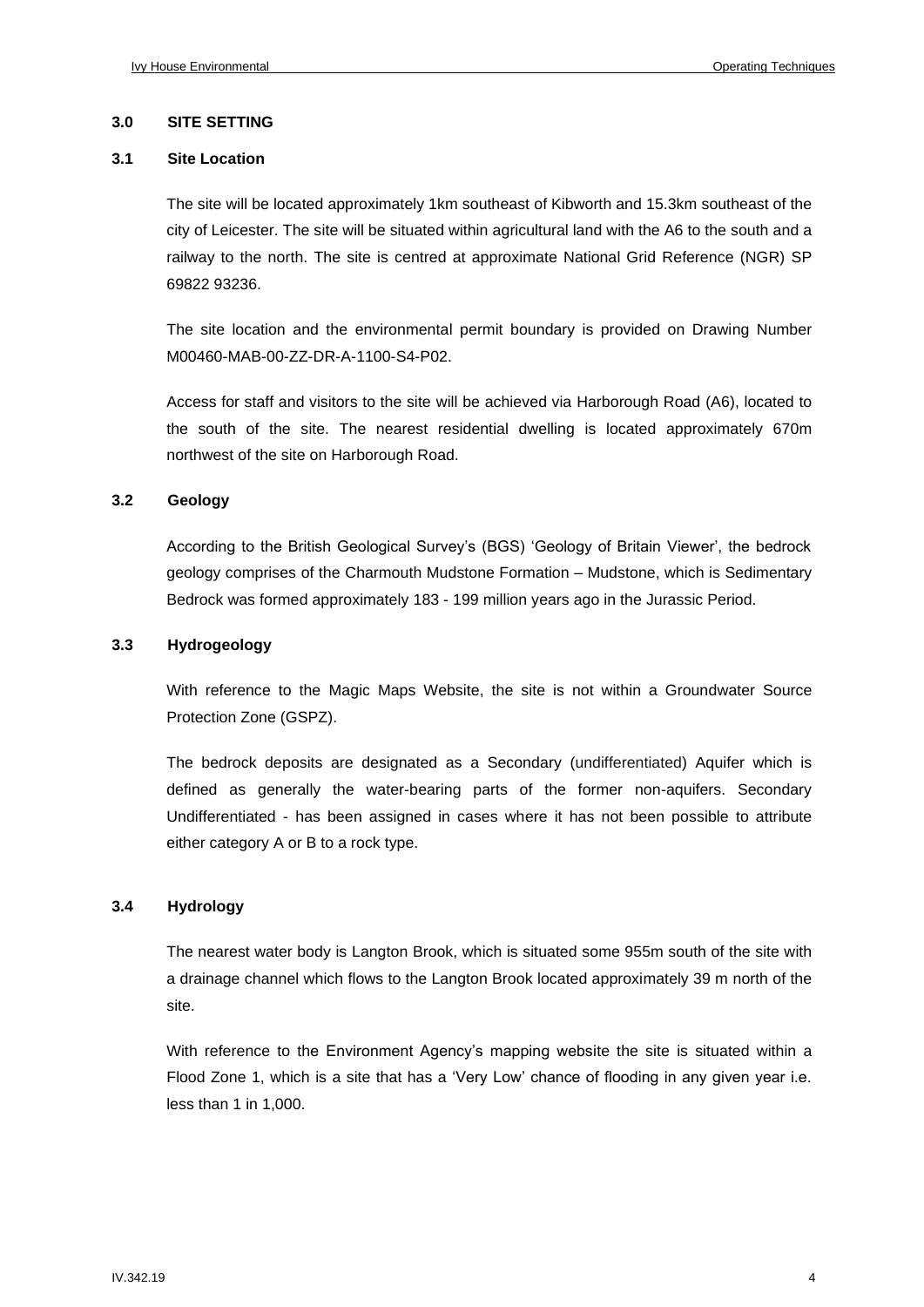## 3.0 SITE SETTING

### 3.1 Site Location

The site will be located approximately 1km southeast of Kibworth and 15.3km southeast of the city of Leicester. The site will be situated within agricultural land with the A6 to the south and a railway to the north. The site is centred at approximate National Grid Reference (NGR) SP 69822 93236.

The site location and the environmental permit boundary is provided on Drawing Number M00460-MAB-00-ZZ-DR-A-1100-S4-P02.

Access for staff and visitors to the site will be achieved via Harborough Road (A6), located to the south of the site. The nearest residential dwelling is located approximately 670m northwest of the site on Harborough Road.

### 3.2 Geology

According to the British Geological Survey's (BGS) 'Geology of Britain Viewer', the bedrock geology comprises of the Charmouth Mudstone Formation – Mudstone, which is Sedimentary Bedrock was formed approximately 183 - 199 million years ago in the Jurassic Period.

### 3.3 Hydrogeology

With reference to the Magic Maps Website, the site is not within a Groundwater Source Protection Zone (GSPZ).

The bedrock deposits are designated as a Secondary (undifferentiated) Aquifer which is defined as generally the water-bearing parts of the former non-aquifers. Secondary Undifferentiated - has been assigned in cases where it has not been possible to attribute either category A or B to a rock type.

### 3.4 Hydrology

The nearest water body is Langton Brook, which is situated some 955m south of the site with a drainage channel which flows to the Langton Brook located approximately 39 m north of the site.

With reference to the Environment Agency's mapping website the site is situated within a Flood Zone 1, which is a site that has a 'Very Low' chance of flooding in any given year i.e. less than 1 in 1,000.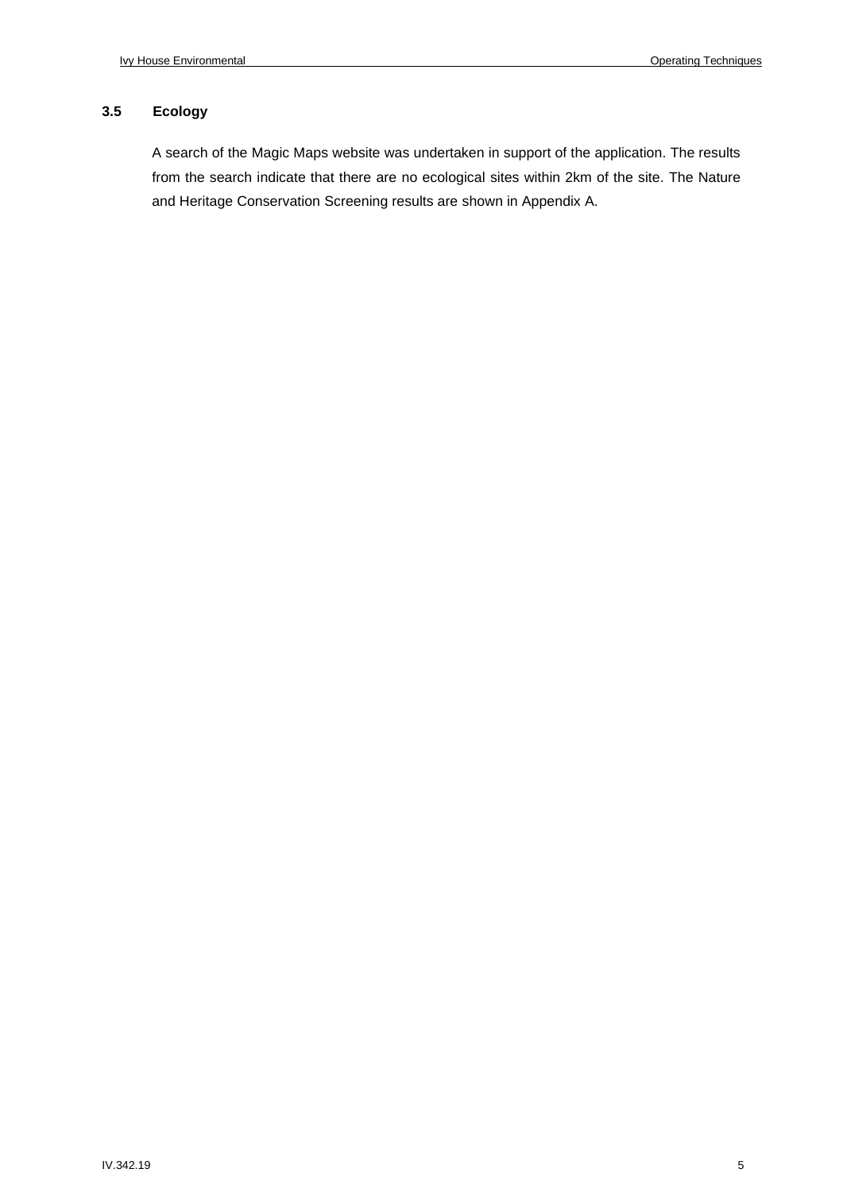### 3.5 Ecology

A search of the Magic Maps website was undertaken in support of the application. The results from the search indicate that there are no ecological sites within 2km of the site. The Nature and Heritage Conservation Screening results are shown in Appendix A.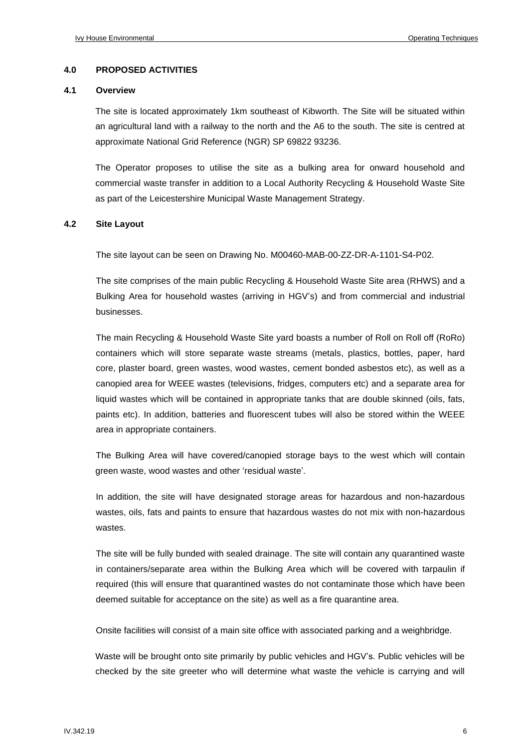## 4.0 PROPOSED ACTIVITIES

### 4.1 Overview

The site is located approximately 1km southeast of Kibworth. The Site will be situated within an agricultural land with a railway to the north and the A6 to the south. The site is centred at approximate National Grid Reference (NGR) SP 69822 93236.

The Operator proposes to utilise the site as a bulking area for onward household and commercial waste transfer in addition to a Local Authority Recycling & Household Waste Site as part of the Leicestershire Municipal Waste Management Strategy.

### 4.2 Site Layout

The site layout can be seen on Drawing No. M00460-MAB-00-ZZ-DR-A-1101-S4-P02.

The site comprises of the main public Recycling & Household Waste Site area (RHWS) and a Bulking Area for household wastes (arriving in HGV's) and from commercial and industrial businesses.

The main Recycling & Household Waste Site yard boasts a number of Roll on Roll off (RoRo) containers which will store separate waste streams (metals, plastics, bottles, paper, hard core, plaster board, green wastes, wood wastes, cement bonded asbestos etc), as well as a canopied area for WEEE wastes (televisions, fridges, computers etc) and a separate area for liquid wastes which will be contained in appropriate tanks that are double skinned (oils, fats, paints etc). In addition, batteries and fluorescent tubes will also be stored within the WEEE area in appropriate containers.

The Bulking Area will have covered/canopied storage bays to the west which will contain green waste, wood wastes and other 'residual waste'.

In addition, the site will have designated storage areas for hazardous and non-hazardous wastes, oils, fats and paints to ensure that hazardous wastes do not mix with non-hazardous wastes.

The site will be fully bunded with sealed drainage. The site will contain any quarantined waste in containers/separate area within the Bulking Area which will be covered with tarpaulin if required (this will ensure that quarantined wastes do not contaminate those which have been deemed suitable for acceptance on the site) as well as a fire quarantine area.

Onsite facilities will consist of a main site office with associated parking and a weighbridge.

Waste will be brought onto site primarily by public vehicles and HGV's. Public vehicles will be checked by the site greeter who will determine what waste the vehicle is carrying and will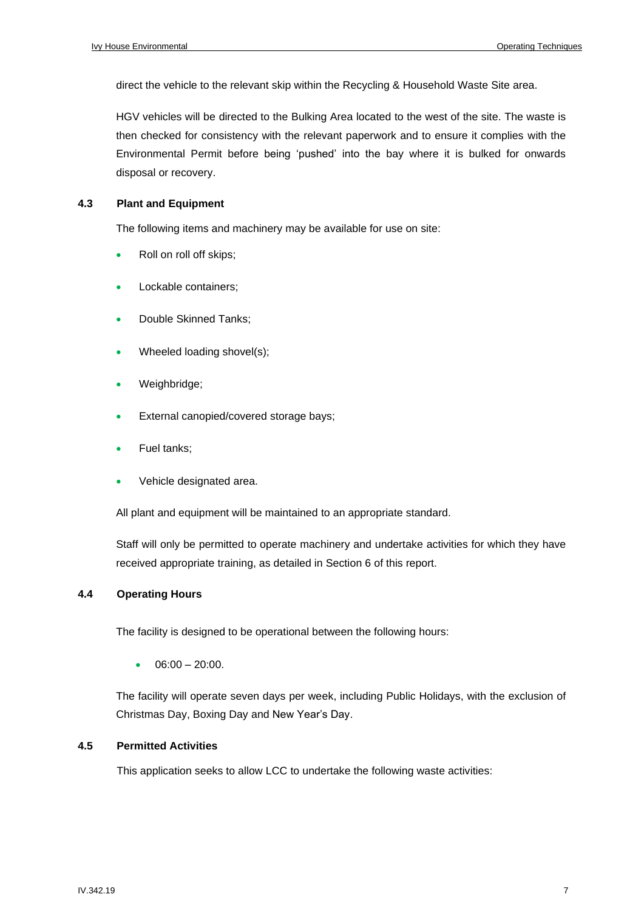direct the vehicle to the relevant skip within the Recycling & Household Waste Site area.

HGV vehicles will be directed to the Bulking Area located to the west of the site. The waste is then checked for consistency with the relevant paperwork and to ensure it complies with the Environmental Permit before being 'pushed' into the bay where it is bulked for onwards disposal or recovery.

## 4.3 Plant and Equipment

The following items and machinery may be available for use on site:

- Roll on roll off skips;
- Lockable containers;
- Double Skinned Tanks;
- Wheeled loading shovel(s);
- Weighbridge;
- External canopied/covered storage bays;
- Fuel tanks;
- Vehicle designated area.

All plant and equipment will be maintained to an appropriate standard.

Staff will only be permitted to operate machinery and undertake activities for which they have received appropriate training, as detailed in Section 6 of this report.

## 4.4 Operating Hours

The facility is designed to be operational between the following hours:

- 06:00 – 20:00.

The facility will operate seven days per week, including Public Holidays, with the exclusion of Christmas Day, Boxing Day and New Year's Day.

## 4.5 Permitted Activities

This application seeks to allow LCC to undertake the following waste activities: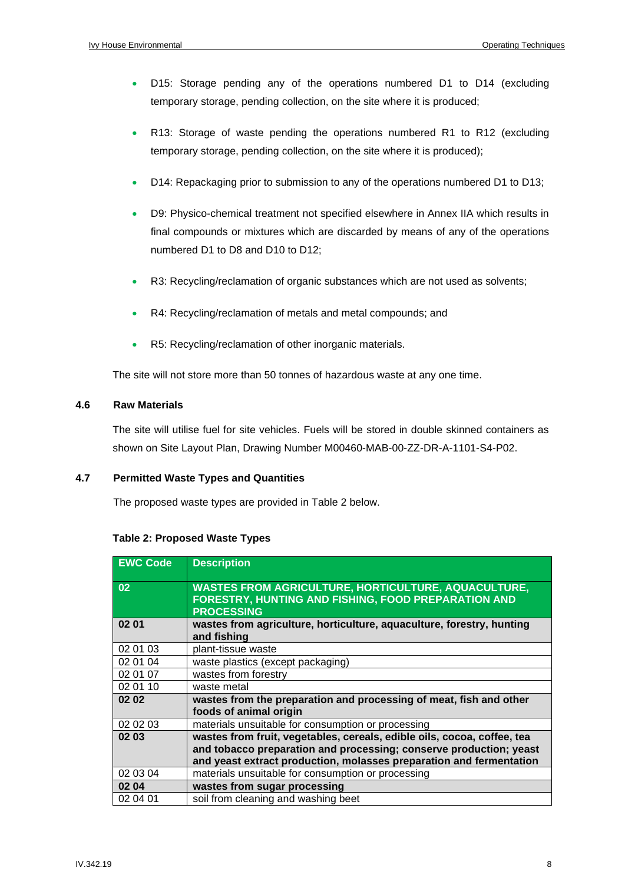- D15: Storage pending any of the operations numbered D1 to D14 (excluding temporary storage, pending collection, on the site where it is produced;
- R13: Storage of waste pending the operations numbered R1 to R12 (excluding temporary storage, pending collection, on the site where it is produced);
- D14: Repackaging prior to submission to any of the operations numbered D1 to D13;
- D9: Physico-chemical treatment not specified elsewhere in Annex IIA which results in final compounds or mixtures which are discarded by means of any of the operations numbered D1 to D8 and D10 to D12;
- R3: Recycling/reclamation of organic substances which are not used as solvents;
- R4: Recycling/reclamation of metals and metal compounds; and
- R5: Recycling/reclamation of other inorganic materials.

The site will not store more than 50 tonnes of hazardous waste at any one time.

### 4.6 Raw Materials

The site will utilise fuel for site vehicles. Fuels will be stored in double skinned containers as shown on Site Layout Plan, Drawing Number M00460-MAB-00-ZZ-DR-A-1101-S4-P02.

### 4.7 Permitted Waste Types and Quantities

The proposed waste types are provided in Table 2 below.

**Table 2: Proposed Waste Types**

| EWC Code | Description |
|---|---|
| **02** | **WASTES FROM AGRICULTURE, HORTICULTURE, AQUACULTURE, FORESTRY, HUNTING AND FISHING, FOOD PREPARATION AND PROCESSING** |
| **02 01** | **wastes from agriculture, horticulture, aquaculture, forestry, hunting and fishing** |
| 02 01 03 | plant-tissue waste |
| 02 01 04 | waste plastics (except packaging) |
| 02 01 07 | wastes from forestry |
| 02 01 10 | waste metal |
| **02 02** | **wastes from the preparation and processing of meat, fish and other foods of animal origin** |
| 02 02 03 | materials unsuitable for consumption or processing |
| **02 03** | **wastes from fruit, vegetables, cereals, edible oils, cocoa, coffee, tea and tobacco preparation and processing; conserve production; yeast and yeast extract production, molasses preparation and fermentation** |
| 02 03 04 | materials unsuitable for consumption or processing |
| **02 04** | **wastes from sugar processing** |
| 02 04 01 | soil from cleaning and washing beet |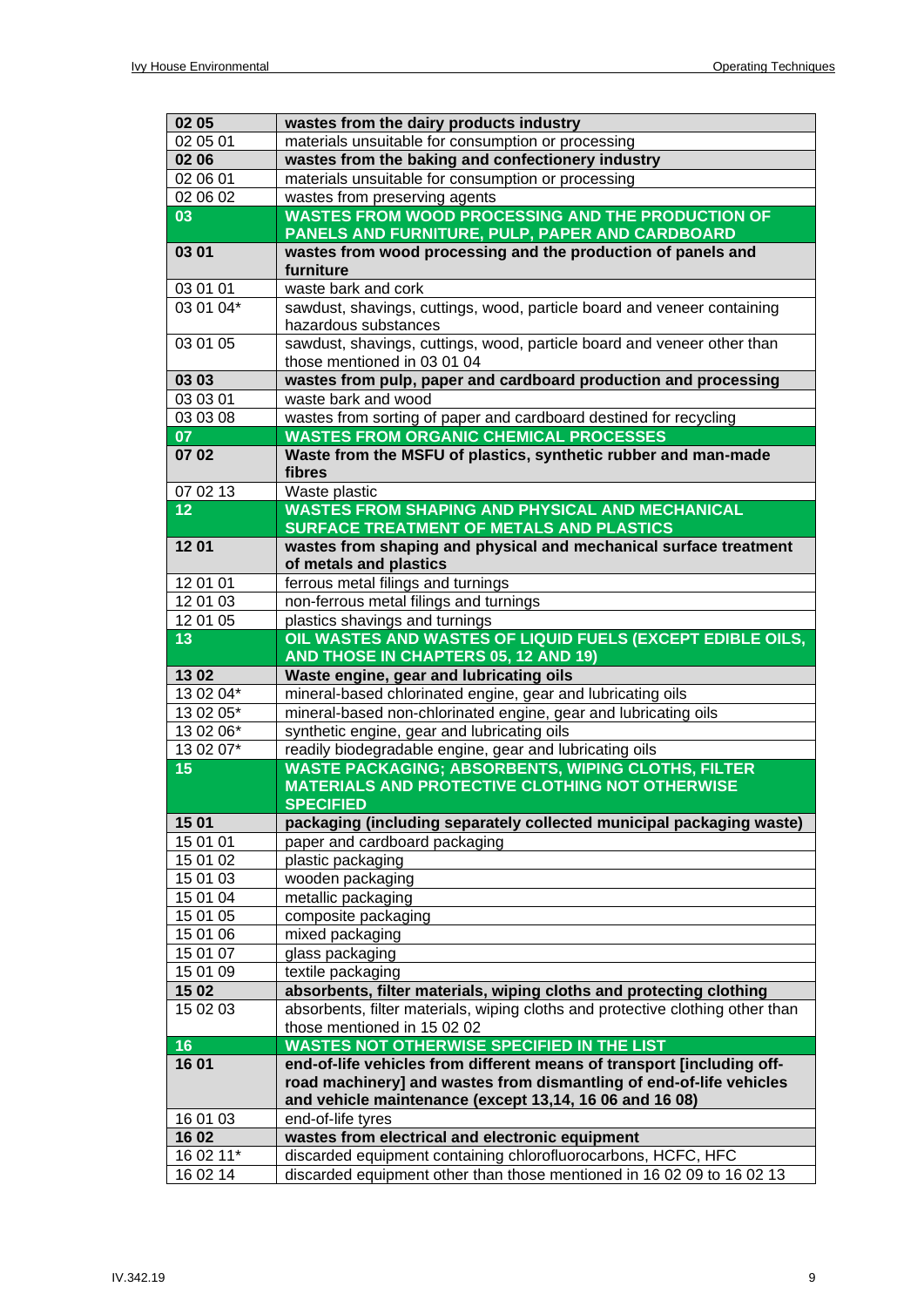| | |
|---|---|
| **02 05** | **wastes from the dairy products industry** |
| 02 05 01 | materials unsuitable for consumption or processing |
| **02 06** | **wastes from the baking and confectionery industry** |
| 02 06 01 | materials unsuitable for consumption or processing |
| 02 06 02 | wastes from preserving agents |
| **03** | **WASTES FROM WOOD PROCESSING AND THE PRODUCTION OF PANELS AND FURNITURE, PULP, PAPER AND CARDBOARD** |
| **03 01** | **wastes from wood processing and the production of panels and furniture** |
| 03 01 01 | waste bark and cork |
| 03 01 04* | sawdust, shavings, cuttings, wood, particle board and veneer containing hazardous substances |
| 03 01 05 | sawdust, shavings, cuttings, wood, particle board and veneer other than those mentioned in 03 01 04 |
| **03 03** | **wastes from pulp, paper and cardboard production and processing** |
| 03 03 01 | waste bark and wood |
| 03 03 08 | wastes from sorting of paper and cardboard destined for recycling |
| **07** | **WASTES FROM ORGANIC CHEMICAL PROCESSES** |
| **07 02** | **Waste from the MSFU of plastics, synthetic rubber and man-made fibres** |
| 07 02 13 | Waste plastic |
| **12** | **WASTES FROM SHAPING AND PHYSICAL AND MECHANICAL SURFACE TREATMENT OF METALS AND PLASTICS** |
| **12 01** | **wastes from shaping and physical and mechanical surface treatment of metals and plastics** |
| 12 01 01 | ferrous metal filings and turnings |
| 12 01 03 | non-ferrous metal filings and turnings |
| 12 01 05 | plastics shavings and turnings |
| **13** | **OIL WASTES AND WASTES OF LIQUID FUELS (EXCEPT EDIBLE OILS, AND THOSE IN CHAPTERS 05, 12 AND 19)** |
| **13 02** | **Waste engine, gear and lubricating oils** |
| 13 02 04* | mineral-based chlorinated engine, gear and lubricating oils |
| 13 02 05* | mineral-based non-chlorinated engine, gear and lubricating oils |
| 13 02 06* | synthetic engine, gear and lubricating oils |
| 13 02 07* | readily biodegradable engine, gear and lubricating oils |
| **15** | **WASTE PACKAGING; ABSORBENTS, WIPING CLOTHS, FILTER MATERIALS AND PROTECTIVE CLOTHING NOT OTHERWISE SPECIFIED** |
| **15 01** | **packaging (including separately collected municipal packaging waste)** |
| 15 01 01 | paper and cardboard packaging |
| 15 01 02 | plastic packaging |
| 15 01 03 | wooden packaging |
| 15 01 04 | metallic packaging |
| 15 01 05 | composite packaging |
| 15 01 06 | mixed packaging |
| 15 01 07 | glass packaging |
| 15 01 09 | textile packaging |
| **15 02** | **absorbents, filter materials, wiping cloths and protecting clothing** |
| 15 02 03 | absorbents, filter materials, wiping cloths and protective clothing other than those mentioned in 15 02 02 |
| **16** | **WASTES NOT OTHERWISE SPECIFIED IN THE LIST** |
| **16 01** | **end-of-life vehicles from different means of transport [including off-road machinery] and wastes from dismantling of end-of-life vehicles and vehicle maintenance (except 13,14, 16 06 and 16 08)** |
| 16 01 03 | end-of-life tyres |
| **16 02** | **wastes from electrical and electronic equipment** |
| 16 02 11* | discarded equipment containing chlorofluorocarbons, HCFC, HFC |
| 16 02 14 | discarded equipment other than those mentioned in 16 02 09 to 16 02 13 |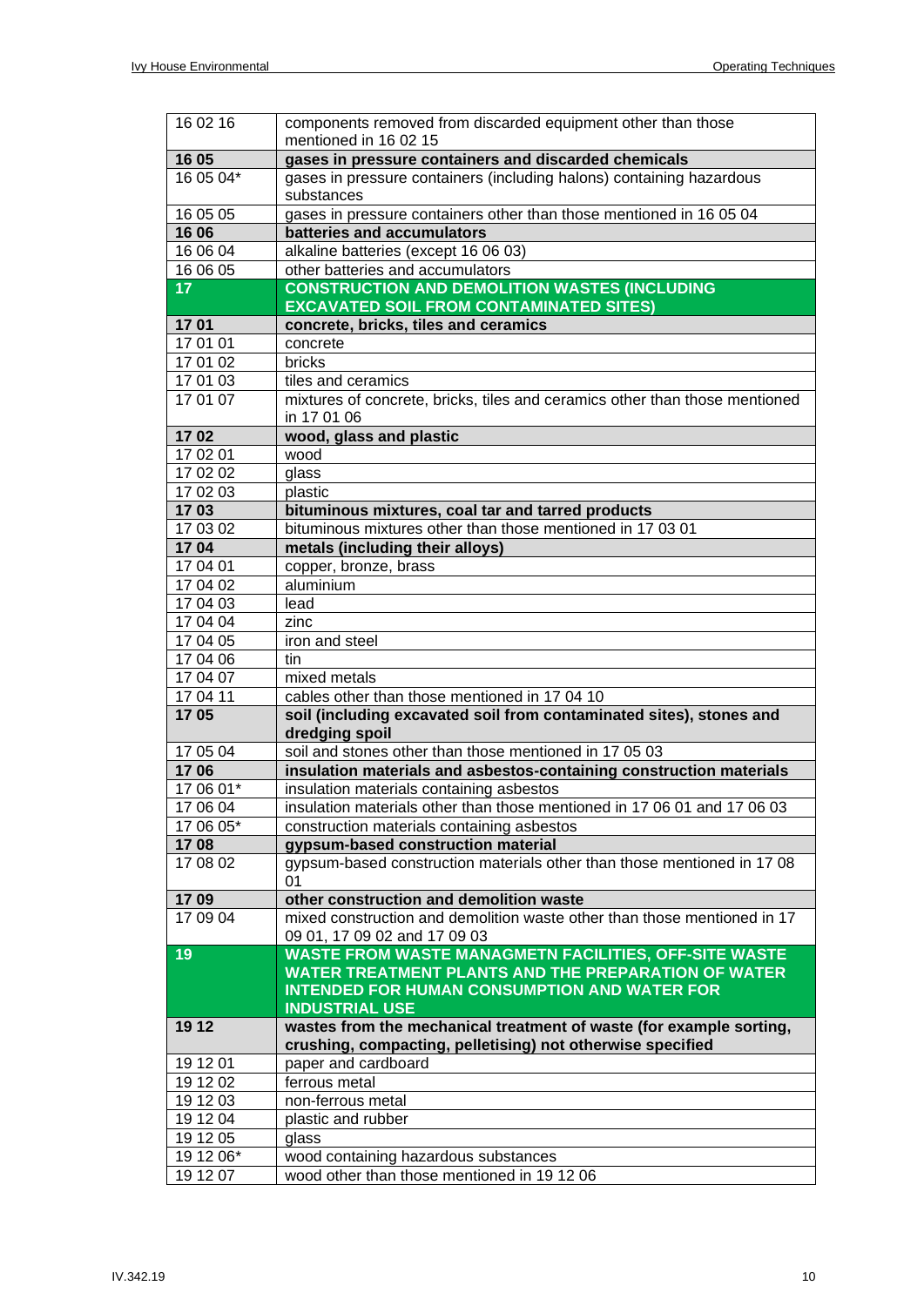| | |
|---|---|
| 16 02 16 | components removed from discarded equipment other than those mentioned in 16 02 15 |
| **16 05** | **gases in pressure containers and discarded chemicals** |
| 16 05 04* | gases in pressure containers (including halons) containing hazardous substances |
| 16 05 05 | gases in pressure containers other than those mentioned in 16 05 04 |
| **16 06** | **batteries and accumulators** |
| 16 06 04 | alkaline batteries (except 16 06 03) |
| 16 06 05 | other batteries and accumulators |
| **17** | **CONSTRUCTION AND DEMOLITION WASTES (INCLUDING EXCAVATED SOIL FROM CONTAMINATED SITES)** |
| **17 01** | **concrete, bricks, tiles and ceramics** |
| 17 01 01 | concrete |
| 17 01 02 | bricks |
| 17 01 03 | tiles and ceramics |
| 17 01 07 | mixtures of concrete, bricks, tiles and ceramics other than those mentioned in 17 01 06 |
| **17 02** | **wood, glass and plastic** |
| 17 02 01 | wood |
| 17 02 02 | glass |
| 17 02 03 | plastic |
| **17 03** | **bituminous mixtures, coal tar and tarred products** |
| 17 03 02 | bituminous mixtures other than those mentioned in 17 03 01 |
| **17 04** | **metals (including their alloys)** |
| 17 04 01 | copper, bronze, brass |
| 17 04 02 | aluminium |
| 17 04 03 | lead |
| 17 04 04 | zinc |
| 17 04 05 | iron and steel |
| 17 04 06 | tin |
| 17 04 07 | mixed metals |
| 17 04 11 | cables other than those mentioned in 17 04 10 |
| **17 05** | **soil (including excavated soil from contaminated sites), stones and dredging spoil** |
| 17 05 04 | soil and stones other than those mentioned in 17 05 03 |
| **17 06** | **insulation materials and asbestos-containing construction materials** |
| 17 06 01* | insulation materials containing asbestos |
| 17 06 04 | insulation materials other than those mentioned in 17 06 01 and 17 06 03 |
| 17 06 05* | construction materials containing asbestos |
| **17 08** | **gypsum-based construction material** |
| 17 08 02 | gypsum-based construction materials other than those mentioned in 17 08 01 |
| **17 09** | **other construction and demolition waste** |
| 17 09 04 | mixed construction and demolition waste other than those mentioned in 17 09 01, 17 09 02 and 17 09 03 |
| **19** | **WASTE FROM WASTE MANAGMETN FACILITIES, OFF-SITE WASTE WATER TREATMENT PLANTS AND THE PREPARATION OF WATER INTENDED FOR HUMAN CONSUMPTION AND WATER FOR INDUSTRIAL USE** |
| **19 12** | **wastes from the mechanical treatment of waste (for example sorting, crushing, compacting, pelletising) not otherwise specified** |
| 19 12 01 | paper and cardboard |
| 19 12 02 | ferrous metal |
| 19 12 03 | non-ferrous metal |
| 19 12 04 | plastic and rubber |
| 19 12 05 | glass |
| 19 12 06* | wood containing hazardous substances |
| 19 12 07 | wood other than those mentioned in 19 12 06 |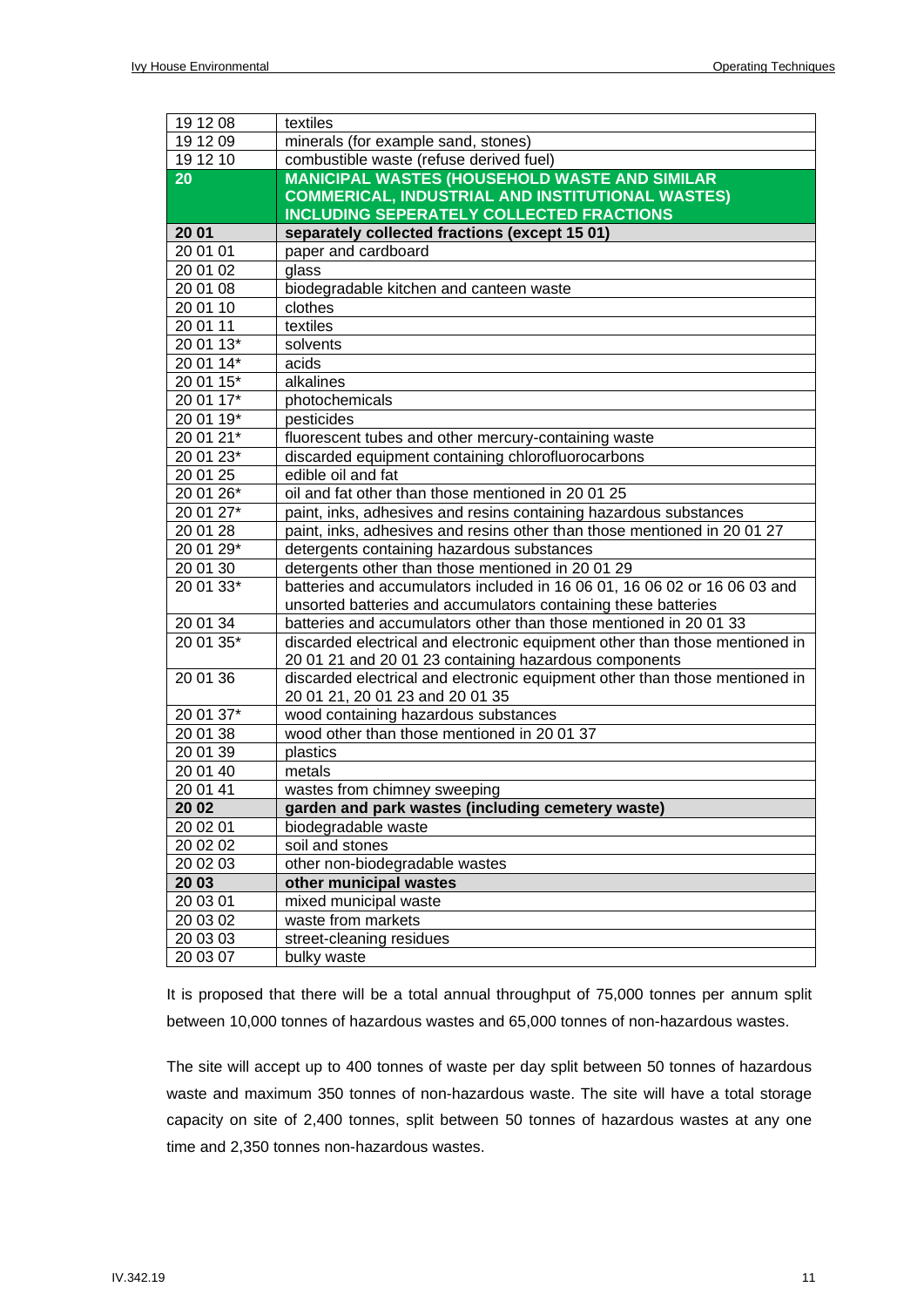| | |
|---|---|
| 19 12 08 | textiles |
| 19 12 09 | minerals (for example sand, stones) |
| 19 12 10 | combustible waste (refuse derived fuel) |
| **20** | **MANICIPAL WASTES (HOUSEHOLD WASTE AND SIMILAR COMMERICAL, INDUSTRIAL AND INSTITUTIONAL WASTES) INCLUDING SEPERATELY COLLECTED FRACTIONS** |
| **20 01** | **separately collected fractions (except 15 01)** |
| 20 01 01 | paper and cardboard |
| 20 01 02 | glass |
| 20 01 08 | biodegradable kitchen and canteen waste |
| 20 01 10 | clothes |
| 20 01 11 | textiles |
| 20 01 13* | solvents |
| 20 01 14* | acids |
| 20 01 15* | alkalines |
| 20 01 17* | photochemicals |
| 20 01 19* | pesticides |
| 20 01 21* | fluorescent tubes and other mercury-containing waste |
| 20 01 23* | discarded equipment containing chlorofluorocarbons |
| 20 01 25 | edible oil and fat |
| 20 01 26* | oil and fat other than those mentioned in 20 01 25 |
| 20 01 27* | paint, inks, adhesives and resins containing hazardous substances |
| 20 01 28 | paint, inks, adhesives and resins other than those mentioned in 20 01 27 |
| 20 01 29* | detergents containing hazardous substances |
| 20 01 30 | detergents other than those mentioned in 20 01 29 |
| 20 01 33* | batteries and accumulators included in 16 06 01, 16 06 02 or 16 06 03 and unsorted batteries and accumulators containing these batteries |
| 20 01 34 | batteries and accumulators other than those mentioned in 20 01 33 |
| 20 01 35* | discarded electrical and electronic equipment other than those mentioned in 20 01 21 and 20 01 23 containing hazardous components |
| 20 01 36 | discarded electrical and electronic equipment other than those mentioned in 20 01 21, 20 01 23 and 20 01 35 |
| 20 01 37* | wood containing hazardous substances |
| 20 01 38 | wood other than those mentioned in 20 01 37 |
| 20 01 39 | plastics |
| 20 01 40 | metals |
| 20 01 41 | wastes from chimney sweeping |
| **20 02** | **garden and park wastes (including cemetery waste)** |
| 20 02 01 | biodegradable waste |
| 20 02 02 | soil and stones |
| 20 02 03 | other non-biodegradable wastes |
| **20 03** | **other municipal wastes** |
| 20 03 01 | mixed municipal waste |
| 20 03 02 | waste from markets |
| 20 03 03 | street-cleaning residues |
| 20 03 07 | bulky waste |

It is proposed that there will be a total annual throughput of 75,000 tonnes per annum split between 10,000 tonnes of hazardous wastes and 65,000 tonnes of non-hazardous wastes.

The site will accept up to 400 tonnes of waste per day split between 50 tonnes of hazardous waste and maximum 350 tonnes of non-hazardous waste. The site will have a total storage capacity on site of 2,400 tonnes, split between 50 tonnes of hazardous wastes at any one time and 2,350 tonnes non-hazardous wastes.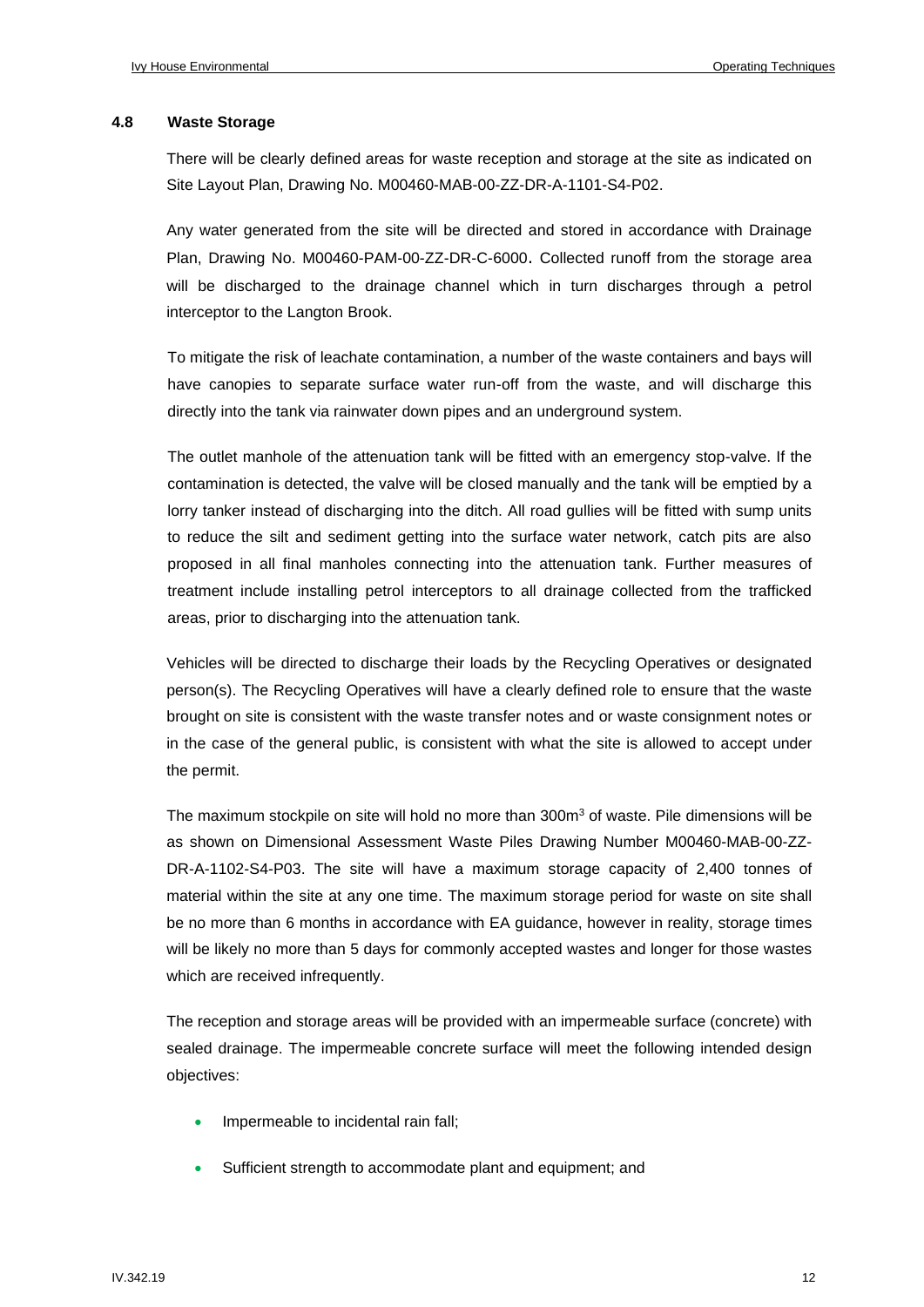## 4.8 Waste Storage

There will be clearly defined areas for waste reception and storage at the site as indicated on Site Layout Plan, Drawing No. M00460-MAB-00-ZZ-DR-A-1101-S4-P02.

Any water generated from the site will be directed and stored in accordance with Drainage Plan, Drawing No. M00460-PAM-00-ZZ-DR-C-6000. Collected runoff from the storage area will be discharged to the drainage channel which in turn discharges through a petrol interceptor to the Langton Brook.

To mitigate the risk of leachate contamination, a number of the waste containers and bays will have canopies to separate surface water run-off from the waste, and will discharge this directly into the tank via rainwater down pipes and an underground system.

The outlet manhole of the attenuation tank will be fitted with an emergency stop-valve. If the contamination is detected, the valve will be closed manually and the tank will be emptied by a lorry tanker instead of discharging into the ditch. All road gullies will be fitted with sump units to reduce the silt and sediment getting into the surface water network, catch pits are also proposed in all final manholes connecting into the attenuation tank. Further measures of treatment include installing petrol interceptors to all drainage collected from the trafficked areas, prior to discharging into the attenuation tank.

Vehicles will be directed to discharge their loads by the Recycling Operatives or designated person(s). The Recycling Operatives will have a clearly defined role to ensure that the waste brought on site is consistent with the waste transfer notes and or waste consignment notes or in the case of the general public, is consistent with what the site is allowed to accept under the permit.

The maximum stockpile on site will hold no more than 300m$^3$ of waste. Pile dimensions will be as shown on Dimensional Assessment Waste Piles Drawing Number M00460-MAB-00-ZZ-DR-A-1102-S4-P03. The site will have a maximum storage capacity of 2,400 tonnes of material within the site at any one time. The maximum storage period for waste on site shall be no more than 6 months in accordance with EA guidance, however in reality, storage times will be likely no more than 5 days for commonly accepted wastes and longer for those wastes which are received infrequently.

The reception and storage areas will be provided with an impermeable surface (concrete) with sealed drainage. The impermeable concrete surface will meet the following intended design objectives:

- Impermeable to incidental rain fall;
- Sufficient strength to accommodate plant and equipment; and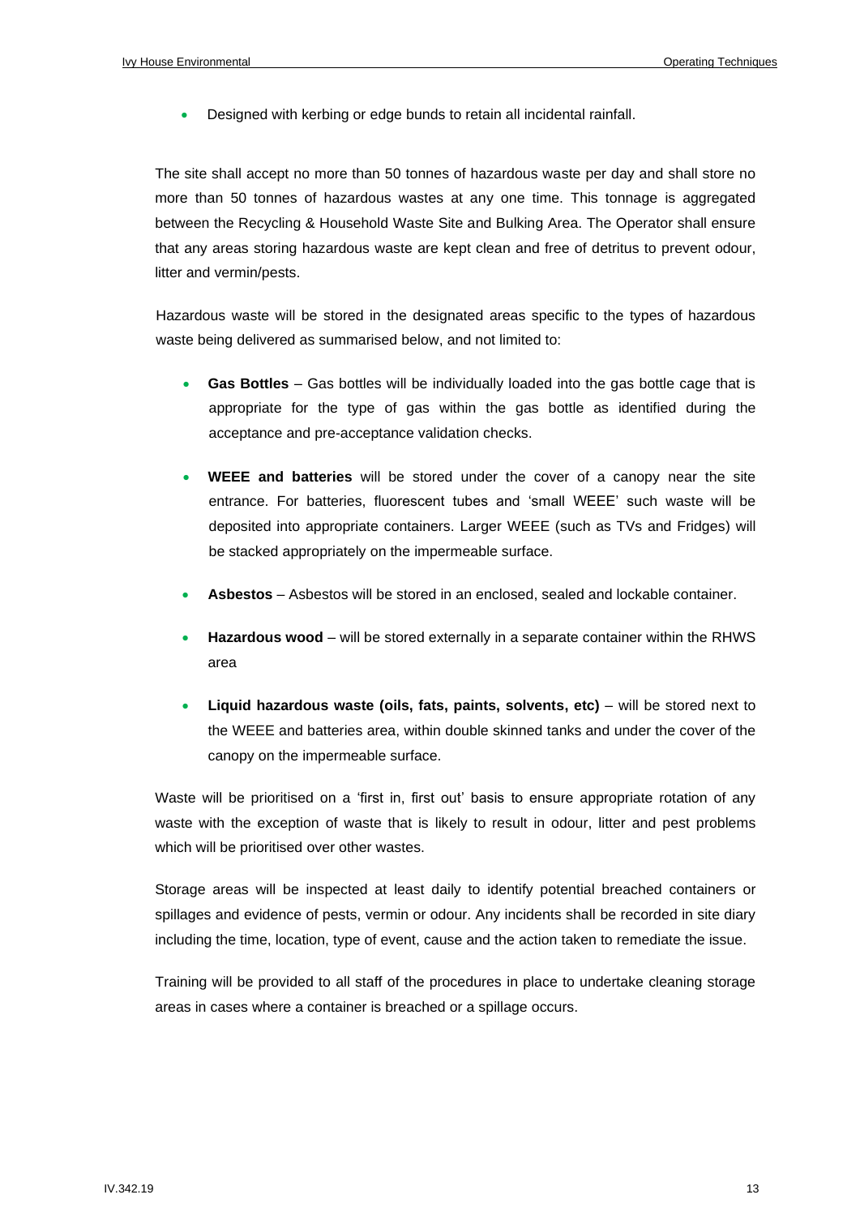- Designed with kerbing or edge bunds to retain all incidental rainfall.

The site shall accept no more than 50 tonnes of hazardous waste per day and shall store no more than 50 tonnes of hazardous wastes at any one time. This tonnage is aggregated between the Recycling & Household Waste Site and Bulking Area. The Operator shall ensure that any areas storing hazardous waste are kept clean and free of detritus to prevent odour, litter and vermin/pests.

Hazardous waste will be stored in the designated areas specific to the types of hazardous waste being delivered as summarised below, and not limited to:

- **Gas Bottles** – Gas bottles will be individually loaded into the gas bottle cage that is appropriate for the type of gas within the gas bottle as identified during the acceptance and pre-acceptance validation checks.
- **WEEE and batteries** will be stored under the cover of a canopy near the site entrance. For batteries, fluorescent tubes and 'small WEEE' such waste will be deposited into appropriate containers. Larger WEEE (such as TVs and Fridges) will be stacked appropriately on the impermeable surface.
- **Asbestos** – Asbestos will be stored in an enclosed, sealed and lockable container.
- **Hazardous wood** – will be stored externally in a separate container within the RHWS area
- **Liquid hazardous waste (oils, fats, paints, solvents, etc)** – will be stored next to the WEEE and batteries area, within double skinned tanks and under the cover of the canopy on the impermeable surface.

Waste will be prioritised on a 'first in, first out' basis to ensure appropriate rotation of any waste with the exception of waste that is likely to result in odour, litter and pest problems which will be prioritised over other wastes.

Storage areas will be inspected at least daily to identify potential breached containers or spillages and evidence of pests, vermin or odour. Any incidents shall be recorded in site diary including the time, location, type of event, cause and the action taken to remediate the issue.

Training will be provided to all staff of the procedures in place to undertake cleaning storage areas in cases where a container is breached or a spillage occurs.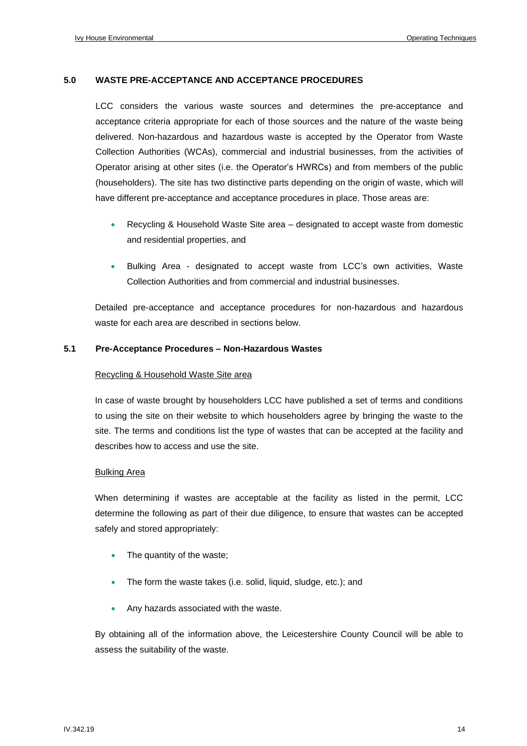## 5.0 WASTE PRE-ACCEPTANCE AND ACCEPTANCE PROCEDURES

LCC considers the various waste sources and determines the pre-acceptance and acceptance criteria appropriate for each of those sources and the nature of the waste being delivered. Non-hazardous and hazardous waste is accepted by the Operator from Waste Collection Authorities (WCAs), commercial and industrial businesses, from the activities of Operator arising at other sites (i.e. the Operator's HWRCs) and from members of the public (householders). The site has two distinctive parts depending on the origin of waste, which will have different pre-acceptance and acceptance procedures in place. Those areas are:

- Recycling & Household Waste Site area – designated to accept waste from domestic and residential properties, and
- Bulking Area - designated to accept waste from LCC's own activities, Waste Collection Authorities and from commercial and industrial businesses.

Detailed pre-acceptance and acceptance procedures for non-hazardous and hazardous waste for each area are described in sections below.

### 5.1 Pre-Acceptance Procedures – Non-Hazardous Wastes

Recycling & Household Waste Site area

In case of waste brought by householders LCC have published a set of terms and conditions to using the site on their website to which householders agree by bringing the waste to the site. The terms and conditions list the type of wastes that can be accepted at the facility and describes how to access and use the site.

Bulking Area

When determining if wastes are acceptable at the facility as listed in the permit, LCC determine the following as part of their due diligence, to ensure that wastes can be accepted safely and stored appropriately:

- The quantity of the waste;
- The form the waste takes (i.e. solid, liquid, sludge, etc.); and
- Any hazards associated with the waste.

By obtaining all of the information above, the Leicestershire County Council will be able to assess the suitability of the waste.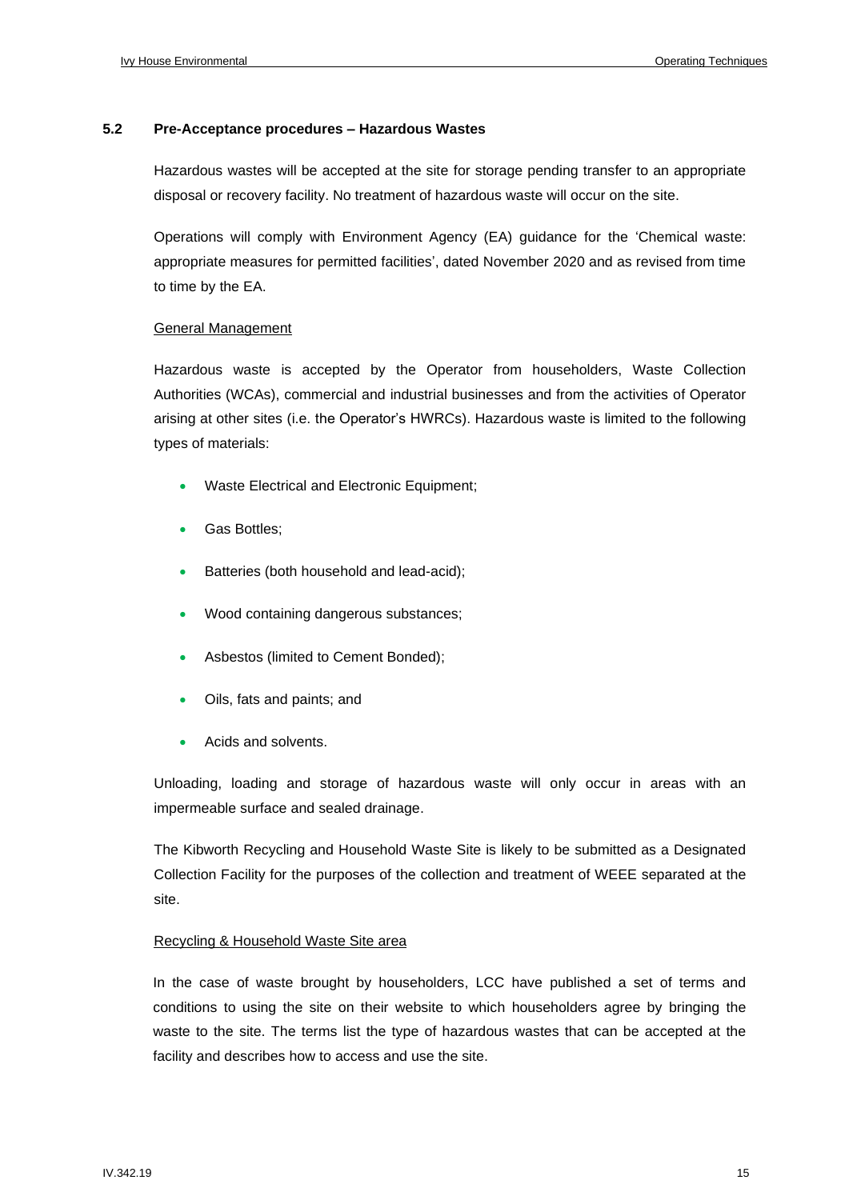## 5.2 Pre-Acceptance procedures – Hazardous Wastes

Hazardous wastes will be accepted at the site for storage pending transfer to an appropriate disposal or recovery facility. No treatment of hazardous waste will occur on the site.

Operations will comply with Environment Agency (EA) guidance for the 'Chemical waste: appropriate measures for permitted facilities', dated November 2020 and as revised from time to time by the EA.

General Management

Hazardous waste is accepted by the Operator from householders, Waste Collection Authorities (WCAs), commercial and industrial businesses and from the activities of Operator arising at other sites (i.e. the Operator's HWRCs). Hazardous waste is limited to the following types of materials:

- Waste Electrical and Electronic Equipment;
- Gas Bottles;
- Batteries (both household and lead-acid);
- Wood containing dangerous substances;
- Asbestos (limited to Cement Bonded);
- Oils, fats and paints; and
- Acids and solvents.

Unloading, loading and storage of hazardous waste will only occur in areas with an impermeable surface and sealed drainage.

The Kibworth Recycling and Household Waste Site is likely to be submitted as a Designated Collection Facility for the purposes of the collection and treatment of WEEE separated at the site.

Recycling & Household Waste Site area

In the case of waste brought by householders, LCC have published a set of terms and conditions to using the site on their website to which householders agree by bringing the waste to the site. The terms list the type of hazardous wastes that can be accepted at the facility and describes how to access and use the site.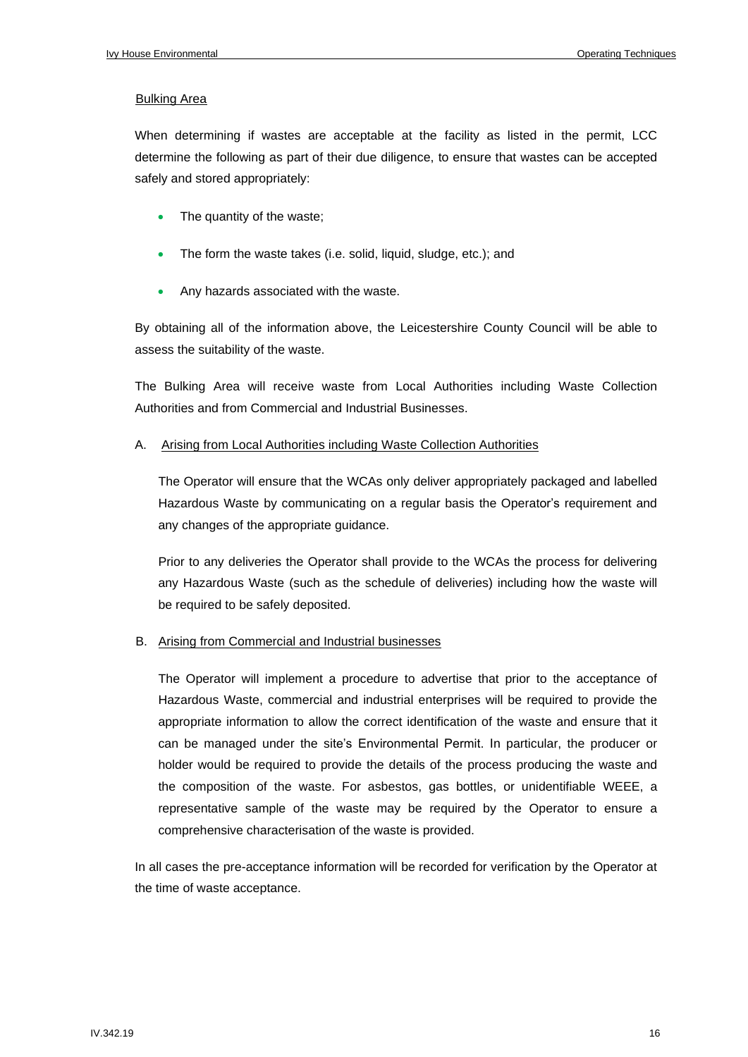Bulking Area

When determining if wastes are acceptable at the facility as listed in the permit, LCC determine the following as part of their due diligence, to ensure that wastes can be accepted safely and stored appropriately:

- The quantity of the waste;
- The form the waste takes (i.e. solid, liquid, sludge, etc.); and
- Any hazards associated with the waste.

By obtaining all of the information above, the Leicestershire County Council will be able to assess the suitability of the waste.

The Bulking Area will receive waste from Local Authorities including Waste Collection Authorities and from Commercial and Industrial Businesses.

A. Arising from Local Authorities including Waste Collection Authorities

The Operator will ensure that the WCAs only deliver appropriately packaged and labelled Hazardous Waste by communicating on a regular basis the Operator's requirement and any changes of the appropriate guidance.

Prior to any deliveries the Operator shall provide to the WCAs the process for delivering any Hazardous Waste (such as the schedule of deliveries) including how the waste will be required to be safely deposited.

B. Arising from Commercial and Industrial businesses

The Operator will implement a procedure to advertise that prior to the acceptance of Hazardous Waste, commercial and industrial enterprises will be required to provide the appropriate information to allow the correct identification of the waste and ensure that it can be managed under the site's Environmental Permit. In particular, the producer or holder would be required to provide the details of the process producing the waste and the composition of the waste. For asbestos, gas bottles, or unidentifiable WEEE, a representative sample of the waste may be required by the Operator to ensure a comprehensive characterisation of the waste is provided.

In all cases the pre-acceptance information will be recorded for verification by the Operator at the time of waste acceptance.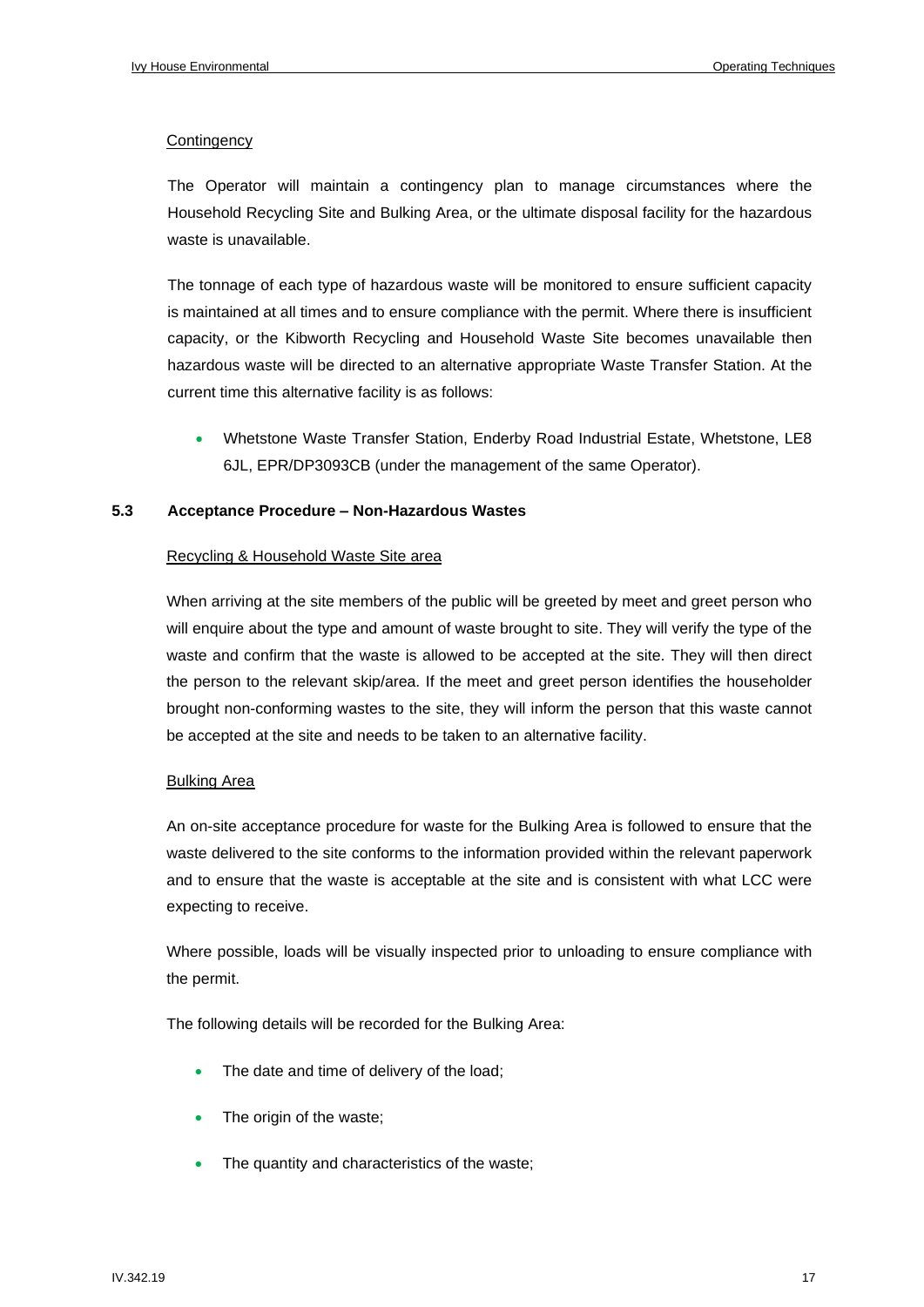Contingency

The Operator will maintain a contingency plan to manage circumstances where the Household Recycling Site and Bulking Area, or the ultimate disposal facility for the hazardous waste is unavailable.

The tonnage of each type of hazardous waste will be monitored to ensure sufficient capacity is maintained at all times and to ensure compliance with the permit. Where there is insufficient capacity, or the Kibworth Recycling and Household Waste Site becomes unavailable then hazardous waste will be directed to an alternative appropriate Waste Transfer Station. At the current time this alternative facility is as follows:

- Whetstone Waste Transfer Station, Enderby Road Industrial Estate, Whetstone, LE8 6JL, EPR/DP3093CB (under the management of the same Operator).

### 5.3 Acceptance Procedure – Non-Hazardous Wastes

Recycling & Household Waste Site area

When arriving at the site members of the public will be greeted by meet and greet person who will enquire about the type and amount of waste brought to site. They will verify the type of the waste and confirm that the waste is allowed to be accepted at the site. They will then direct the person to the relevant skip/area. If the meet and greet person identifies the householder brought non-conforming wastes to the site, they will inform the person that this waste cannot be accepted at the site and needs to be taken to an alternative facility.

Bulking Area

An on-site acceptance procedure for waste for the Bulking Area is followed to ensure that the waste delivered to the site conforms to the information provided within the relevant paperwork and to ensure that the waste is acceptable at the site and is consistent with what LCC were expecting to receive.

Where possible, loads will be visually inspected prior to unloading to ensure compliance with the permit.

The following details will be recorded for the Bulking Area:

- The date and time of delivery of the load;
- The origin of the waste;
- The quantity and characteristics of the waste;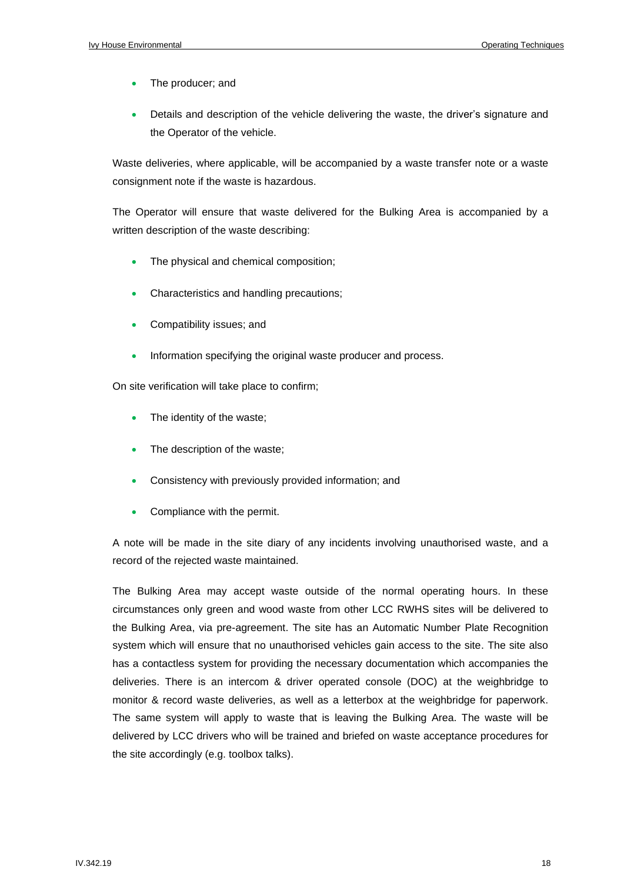- The producer; and
- Details and description of the vehicle delivering the waste, the driver's signature and the Operator of the vehicle.

Waste deliveries, where applicable, will be accompanied by a waste transfer note or a waste consignment note if the waste is hazardous.

The Operator will ensure that waste delivered for the Bulking Area is accompanied by a written description of the waste describing:

- The physical and chemical composition;
- Characteristics and handling precautions;
- Compatibility issues; and
- Information specifying the original waste producer and process.

On site verification will take place to confirm;

- The identity of the waste;
- The description of the waste;
- Consistency with previously provided information; and
- Compliance with the permit.

A note will be made in the site diary of any incidents involving unauthorised waste, and a record of the rejected waste maintained.

The Bulking Area may accept waste outside of the normal operating hours. In these circumstances only green and wood waste from other LCC RWHS sites will be delivered to the Bulking Area, via pre-agreement. The site has an Automatic Number Plate Recognition system which will ensure that no unauthorised vehicles gain access to the site. The site also has a contactless system for providing the necessary documentation which accompanies the deliveries. There is an intercom & driver operated console (DOC) at the weighbridge to monitor & record waste deliveries, as well as a letterbox at the weighbridge for paperwork. The same system will apply to waste that is leaving the Bulking Area. The waste will be delivered by LCC drivers who will be trained and briefed on waste acceptance procedures for the site accordingly (e.g. toolbox talks).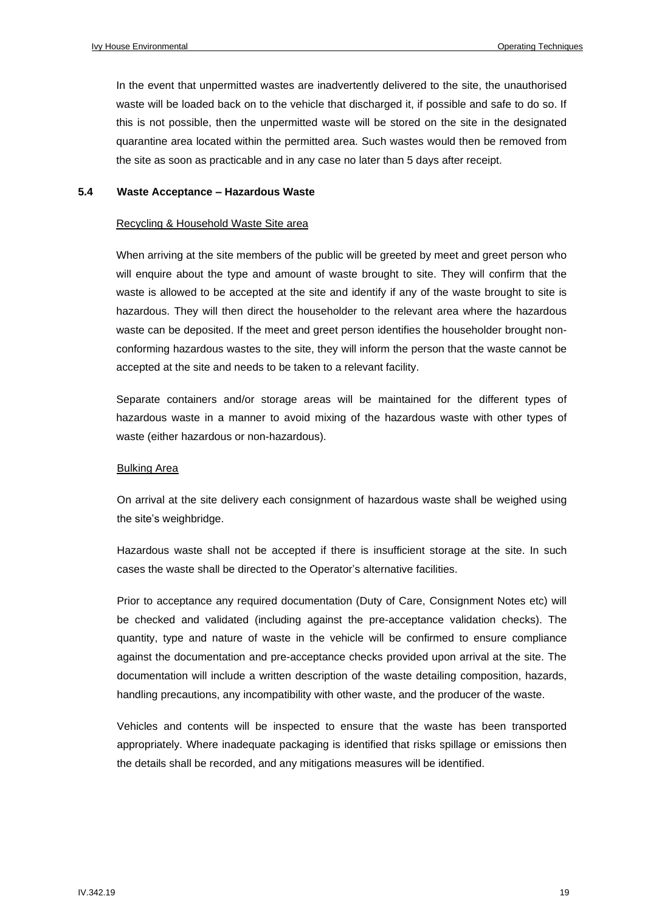In the event that unpermitted wastes are inadvertently delivered to the site, the unauthorised waste will be loaded back on to the vehicle that discharged it, if possible and safe to do so. If this is not possible, then the unpermitted waste will be stored on the site in the designated quarantine area located within the permitted area. Such wastes would then be removed from the site as soon as practicable and in any case no later than 5 days after receipt.

### 5.4 Waste Acceptance – Hazardous Waste

Recycling & Household Waste Site area

When arriving at the site members of the public will be greeted by meet and greet person who will enquire about the type and amount of waste brought to site. They will confirm that the waste is allowed to be accepted at the site and identify if any of the waste brought to site is hazardous. They will then direct the householder to the relevant area where the hazardous waste can be deposited. If the meet and greet person identifies the householder brought non-conforming hazardous wastes to the site, they will inform the person that the waste cannot be accepted at the site and needs to be taken to a relevant facility.

Separate containers and/or storage areas will be maintained for the different types of hazardous waste in a manner to avoid mixing of the hazardous waste with other types of waste (either hazardous or non-hazardous).

Bulking Area

On arrival at the site delivery each consignment of hazardous waste shall be weighed using the site's weighbridge.

Hazardous waste shall not be accepted if there is insufficient storage at the site. In such cases the waste shall be directed to the Operator's alternative facilities.

Prior to acceptance any required documentation (Duty of Care, Consignment Notes etc) will be checked and validated (including against the pre-acceptance validation checks). The quantity, type and nature of waste in the vehicle will be confirmed to ensure compliance against the documentation and pre-acceptance checks provided upon arrival at the site. The documentation will include a written description of the waste detailing composition, hazards, handling precautions, any incompatibility with other waste, and the producer of the waste.

Vehicles and contents will be inspected to ensure that the waste has been transported appropriately. Where inadequate packaging is identified that risks spillage or emissions then the details shall be recorded, and any mitigations measures will be identified.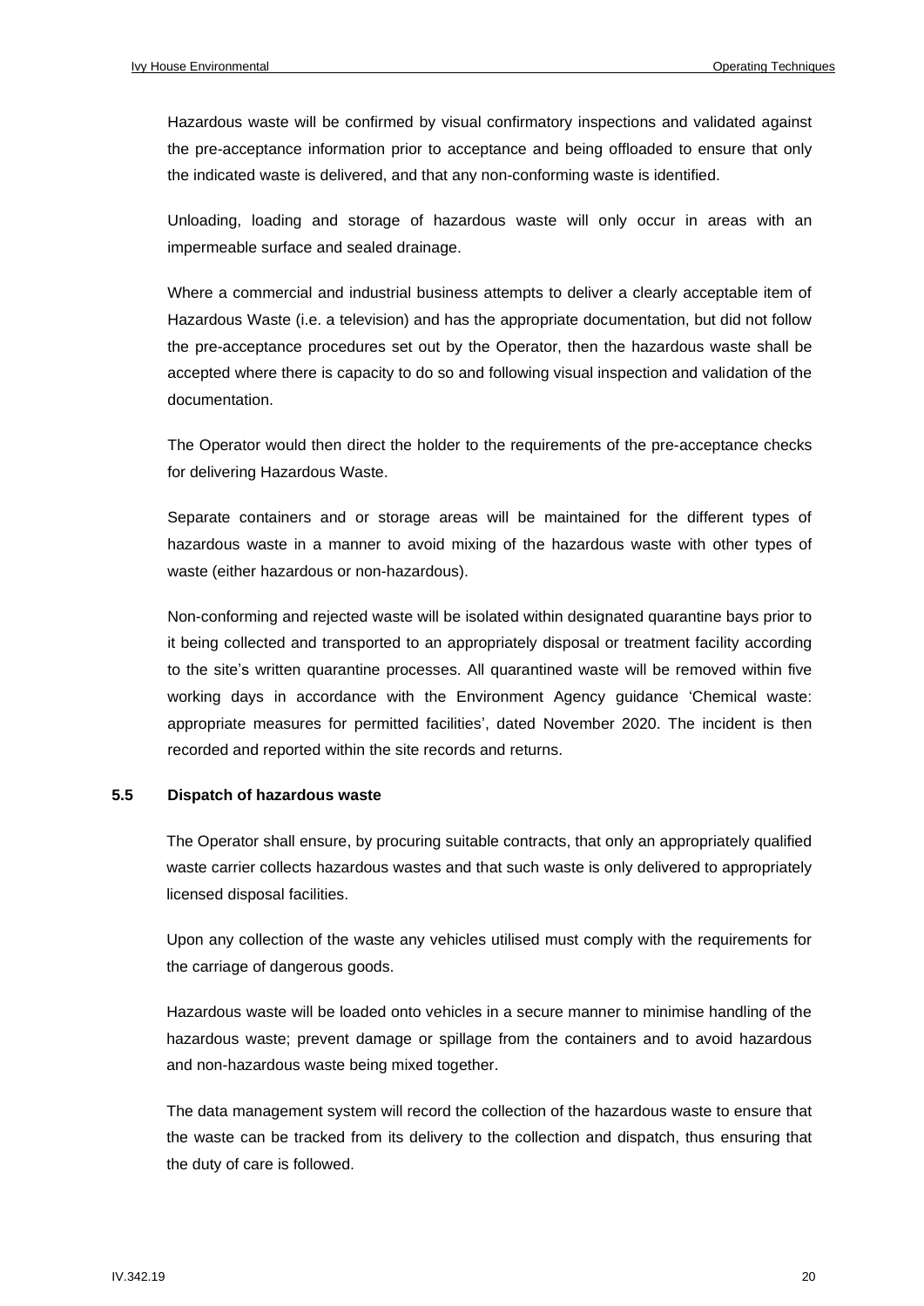Hazardous waste will be confirmed by visual confirmatory inspections and validated against the pre-acceptance information prior to acceptance and being offloaded to ensure that only the indicated waste is delivered, and that any non-conforming waste is identified.

Unloading, loading and storage of hazardous waste will only occur in areas with an impermeable surface and sealed drainage.

Where a commercial and industrial business attempts to deliver a clearly acceptable item of Hazardous Waste (i.e. a television) and has the appropriate documentation, but did not follow the pre-acceptance procedures set out by the Operator, then the hazardous waste shall be accepted where there is capacity to do so and following visual inspection and validation of the documentation.

The Operator would then direct the holder to the requirements of the pre-acceptance checks for delivering Hazardous Waste.

Separate containers and or storage areas will be maintained for the different types of hazardous waste in a manner to avoid mixing of the hazardous waste with other types of waste (either hazardous or non-hazardous).

Non-conforming and rejected waste will be isolated within designated quarantine bays prior to it being collected and transported to an appropriately disposal or treatment facility according to the site's written quarantine processes. All quarantined waste will be removed within five working days in accordance with the Environment Agency guidance 'Chemical waste: appropriate measures for permitted facilities', dated November 2020. The incident is then recorded and reported within the site records and returns.

## 5.5 Dispatch of hazardous waste

The Operator shall ensure, by procuring suitable contracts, that only an appropriately qualified waste carrier collects hazardous wastes and that such waste is only delivered to appropriately licensed disposal facilities.

Upon any collection of the waste any vehicles utilised must comply with the requirements for the carriage of dangerous goods.

Hazardous waste will be loaded onto vehicles in a secure manner to minimise handling of the hazardous waste; prevent damage or spillage from the containers and to avoid hazardous and non-hazardous waste being mixed together.

The data management system will record the collection of the hazardous waste to ensure that the waste can be tracked from its delivery to the collection and dispatch, thus ensuring that the duty of care is followed.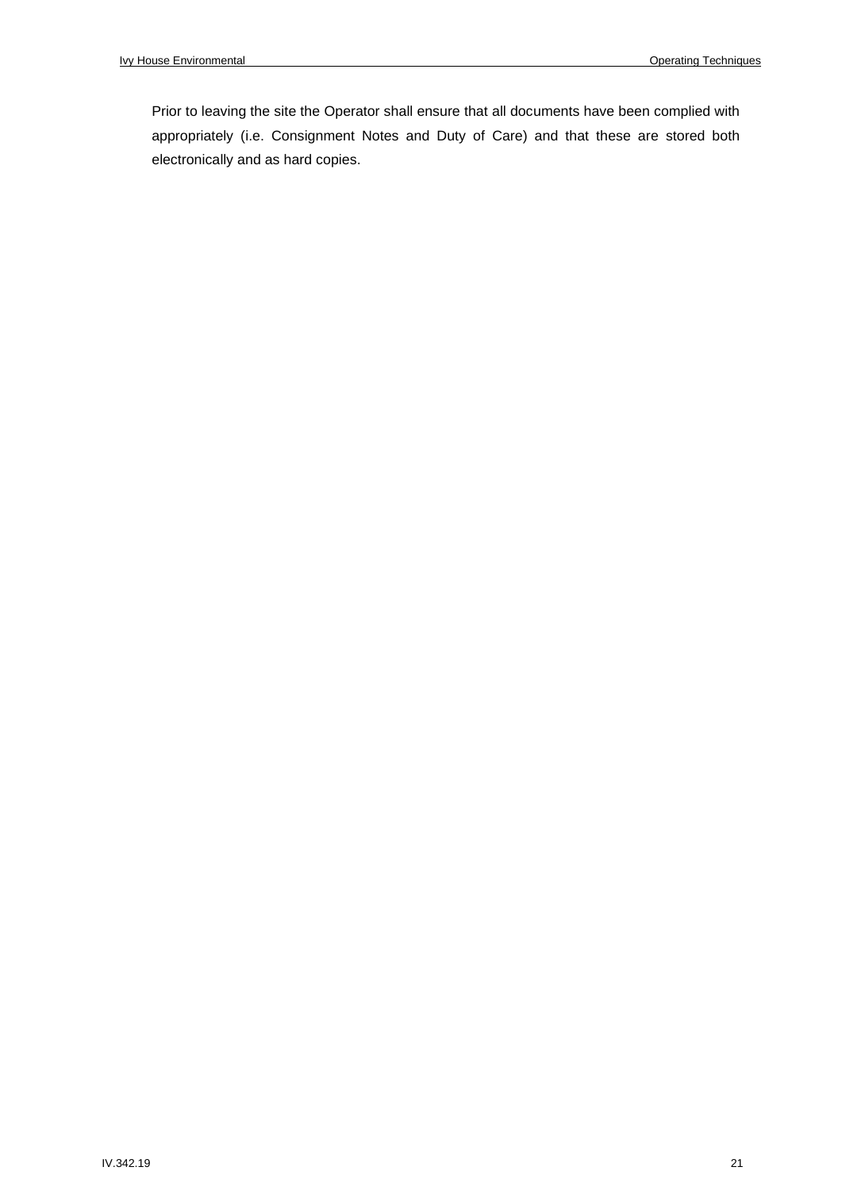Prior to leaving the site the Operator shall ensure that all documents have been complied with appropriately (i.e. Consignment Notes and Duty of Care) and that these are stored both electronically and as hard copies.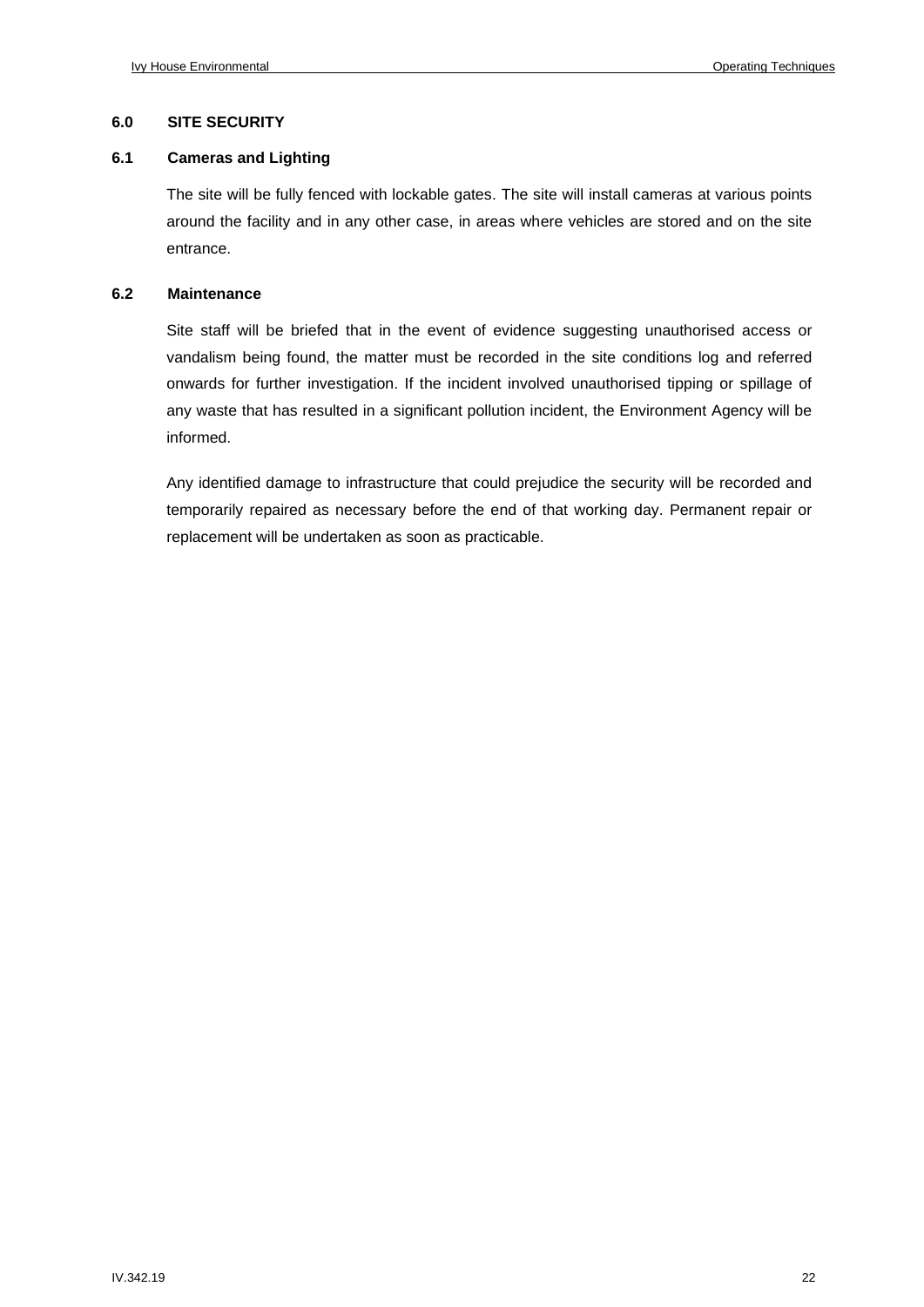## 6.0 SITE SECURITY

### 6.1 Cameras and Lighting

The site will be fully fenced with lockable gates. The site will install cameras at various points around the facility and in any other case, in areas where vehicles are stored and on the site entrance.

### 6.2 Maintenance

Site staff will be briefed that in the event of evidence suggesting unauthorised access or vandalism being found, the matter must be recorded in the site conditions log and referred onwards for further investigation. If the incident involved unauthorised tipping or spillage of any waste that has resulted in a significant pollution incident, the Environment Agency will be informed.

Any identified damage to infrastructure that could prejudice the security will be recorded and temporarily repaired as necessary before the end of that working day. Permanent repair or replacement will be undertaken as soon as practicable.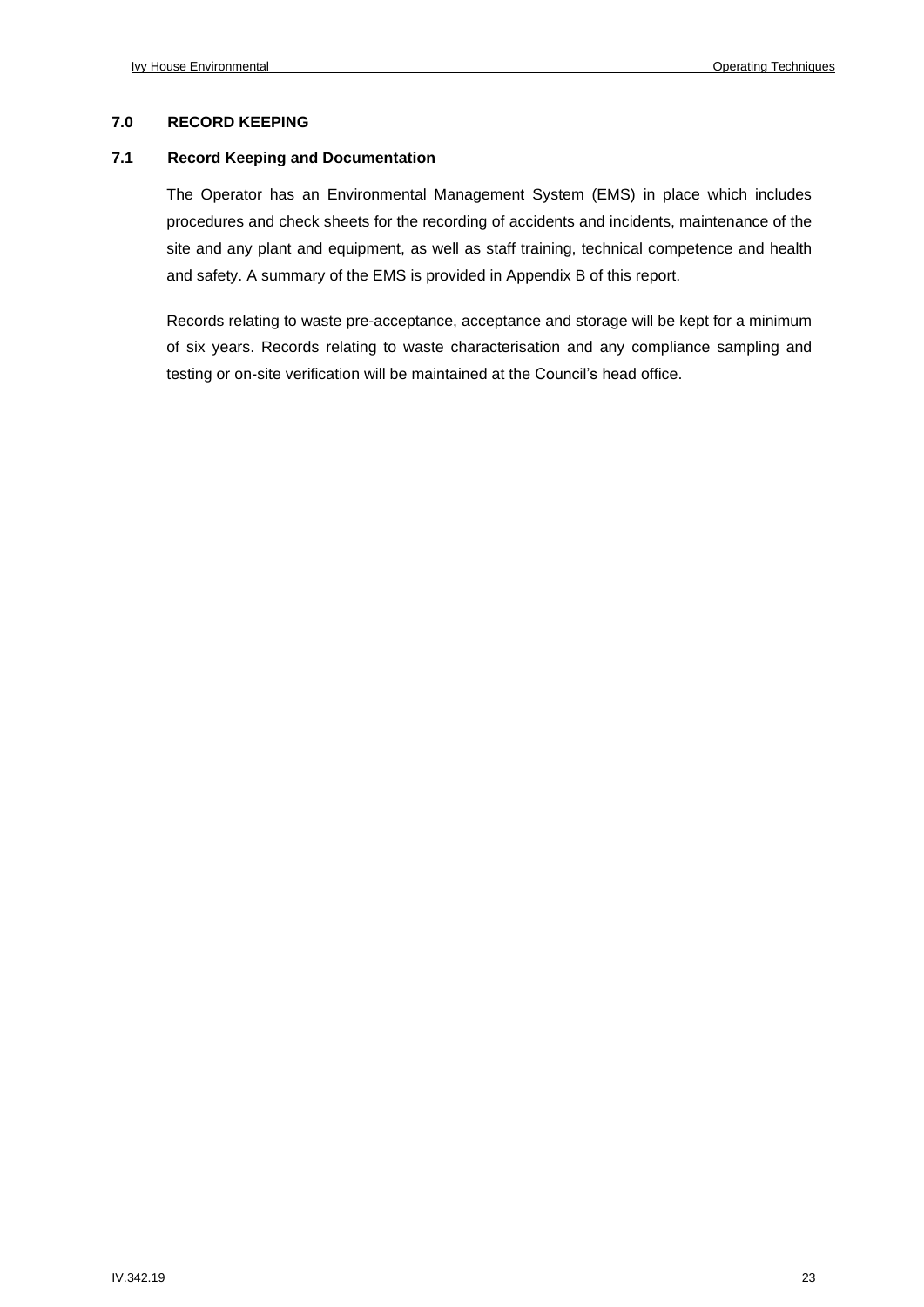## 7.0 RECORD KEEPING

### 7.1 Record Keeping and Documentation

The Operator has an Environmental Management System (EMS) in place which includes procedures and check sheets for the recording of accidents and incidents, maintenance of the site and any plant and equipment, as well as staff training, technical competence and health and safety. A summary of the EMS is provided in Appendix B of this report.

Records relating to waste pre-acceptance, acceptance and storage will be kept for a minimum of six years. Records relating to waste characterisation and any compliance sampling and testing or on-site verification will be maintained at the Council's head office.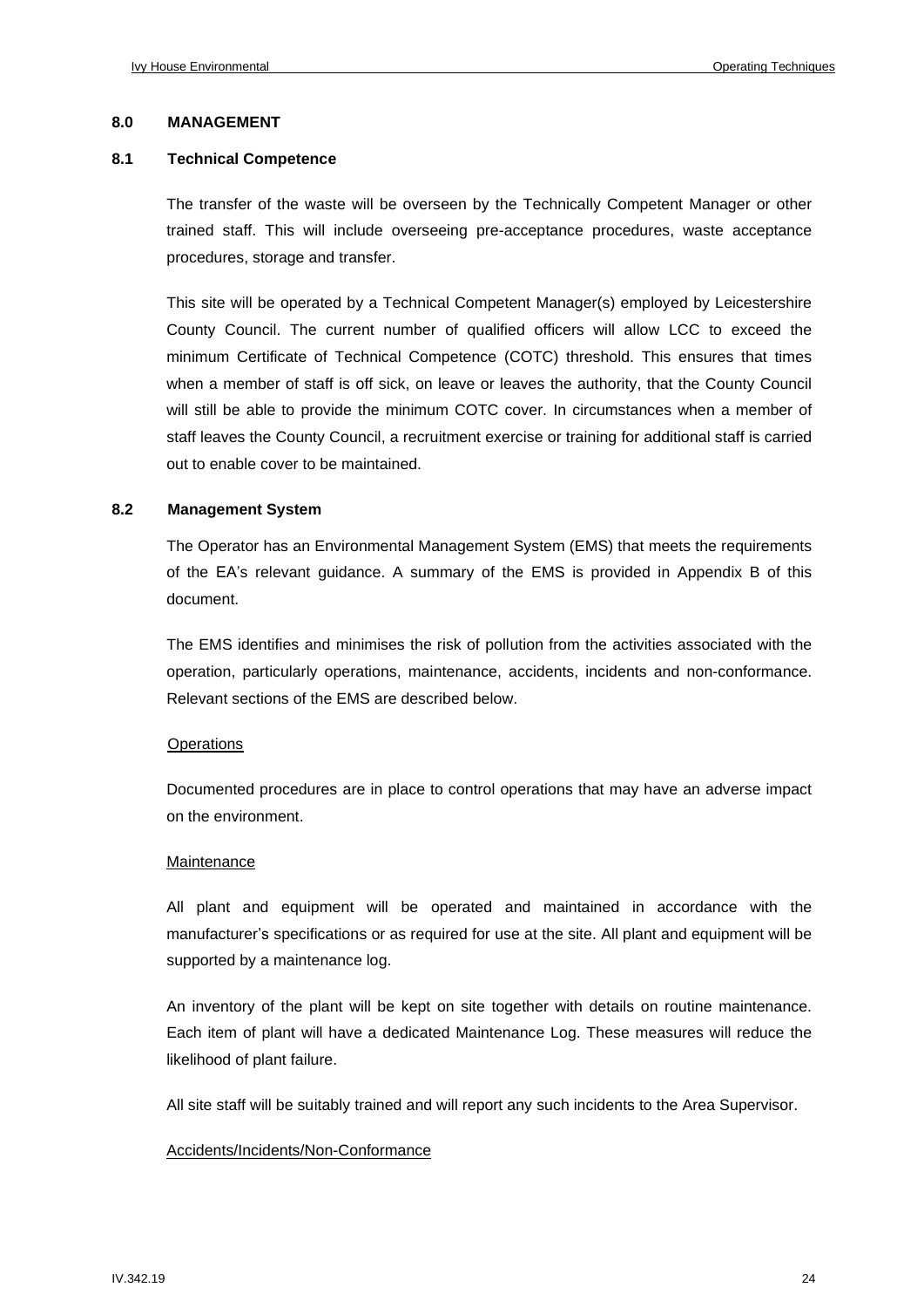## 8.0 MANAGEMENT

### 8.1 Technical Competence

The transfer of the waste will be overseen by the Technically Competent Manager or other trained staff. This will include overseeing pre-acceptance procedures, waste acceptance procedures, storage and transfer.

This site will be operated by a Technical Competent Manager(s) employed by Leicestershire County Council. The current number of qualified officers will allow LCC to exceed the minimum Certificate of Technical Competence (COTC) threshold. This ensures that times when a member of staff is off sick, on leave or leaves the authority, that the County Council will still be able to provide the minimum COTC cover. In circumstances when a member of staff leaves the County Council, a recruitment exercise or training for additional staff is carried out to enable cover to be maintained.

### 8.2 Management System

The Operator has an Environmental Management System (EMS) that meets the requirements of the EA's relevant guidance. A summary of the EMS is provided in Appendix B of this document.

The EMS identifies and minimises the risk of pollution from the activities associated with the operation, particularly operations, maintenance, accidents, incidents and non-conformance. Relevant sections of the EMS are described below.

Operations

Documented procedures are in place to control operations that may have an adverse impact on the environment.

Maintenance

All plant and equipment will be operated and maintained in accordance with the manufacturer's specifications or as required for use at the site. All plant and equipment will be supported by a maintenance log.

An inventory of the plant will be kept on site together with details on routine maintenance. Each item of plant will have a dedicated Maintenance Log. These measures will reduce the likelihood of plant failure.

All site staff will be suitably trained and will report any such incidents to the Area Supervisor.

Accidents/Incidents/Non-Conformance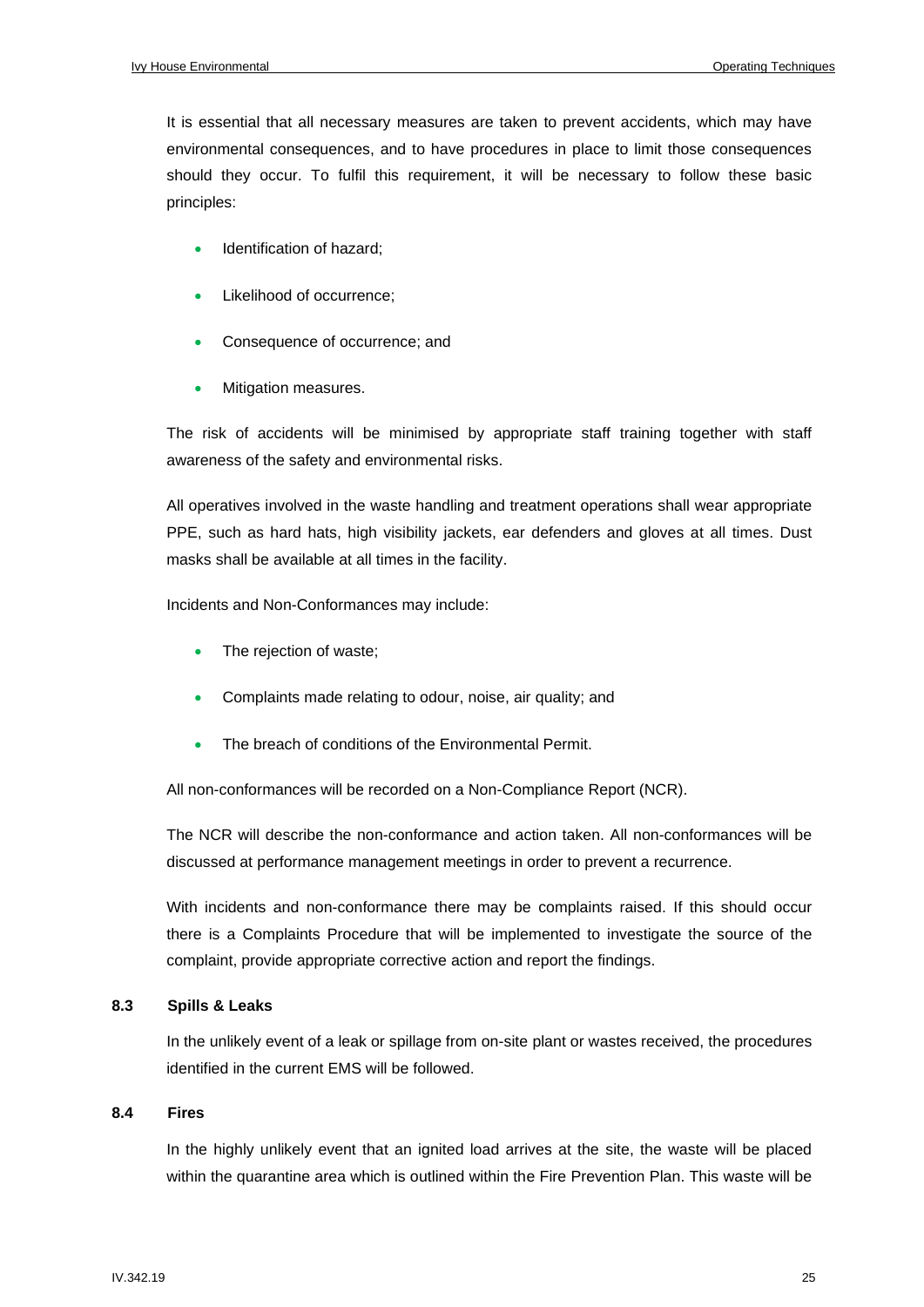It is essential that all necessary measures are taken to prevent accidents, which may have environmental consequences, and to have procedures in place to limit those consequences should they occur. To fulfil this requirement, it will be necessary to follow these basic principles:

- Identification of hazard;
- Likelihood of occurrence;
- Consequence of occurrence; and
- Mitigation measures.

The risk of accidents will be minimised by appropriate staff training together with staff awareness of the safety and environmental risks.

All operatives involved in the waste handling and treatment operations shall wear appropriate PPE, such as hard hats, high visibility jackets, ear defenders and gloves at all times. Dust masks shall be available at all times in the facility.

Incidents and Non-Conformances may include:

- The rejection of waste;
- Complaints made relating to odour, noise, air quality; and
- The breach of conditions of the Environmental Permit.

All non-conformances will be recorded on a Non-Compliance Report (NCR).

The NCR will describe the non-conformance and action taken. All non-conformances will be discussed at performance management meetings in order to prevent a recurrence.

With incidents and non-conformance there may be complaints raised. If this should occur there is a Complaints Procedure that will be implemented to investigate the source of the complaint, provide appropriate corrective action and report the findings.

### 8.3 Spills & Leaks

In the unlikely event of a leak or spillage from on-site plant or wastes received, the procedures identified in the current EMS will be followed.

### 8.4 Fires

In the highly unlikely event that an ignited load arrives at the site, the waste will be placed within the quarantine area which is outlined within the Fire Prevention Plan. This waste will be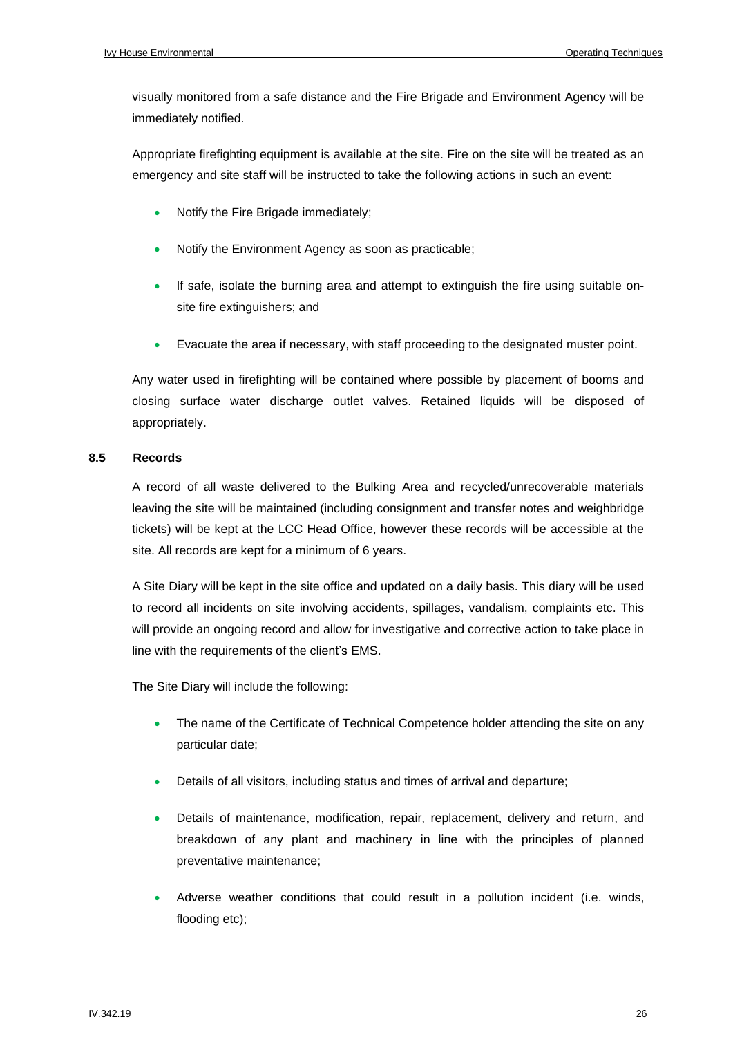visually monitored from a safe distance and the Fire Brigade and Environment Agency will be immediately notified.

Appropriate firefighting equipment is available at the site. Fire on the site will be treated as an emergency and site staff will be instructed to take the following actions in such an event:

- Notify the Fire Brigade immediately;
- Notify the Environment Agency as soon as practicable;
- If safe, isolate the burning area and attempt to extinguish the fire using suitable on-site fire extinguishers; and
- Evacuate the area if necessary, with staff proceeding to the designated muster point.

Any water used in firefighting will be contained where possible by placement of booms and closing surface water discharge outlet valves. Retained liquids will be disposed of appropriately.

### 8.5 Records

A record of all waste delivered to the Bulking Area and recycled/unrecoverable materials leaving the site will be maintained (including consignment and transfer notes and weighbridge tickets) will be kept at the LCC Head Office, however these records will be accessible at the site. All records are kept for a minimum of 6 years.

A Site Diary will be kept in the site office and updated on a daily basis. This diary will be used to record all incidents on site involving accidents, spillages, vandalism, complaints etc. This will provide an ongoing record and allow for investigative and corrective action to take place in line with the requirements of the client's EMS.

The Site Diary will include the following:

- The name of the Certificate of Technical Competence holder attending the site on any particular date;
- Details of all visitors, including status and times of arrival and departure;
- Details of maintenance, modification, repair, replacement, delivery and return, and breakdown of any plant and machinery in line with the principles of planned preventative maintenance;
- Adverse weather conditions that could result in a pollution incident (i.e. winds, flooding etc);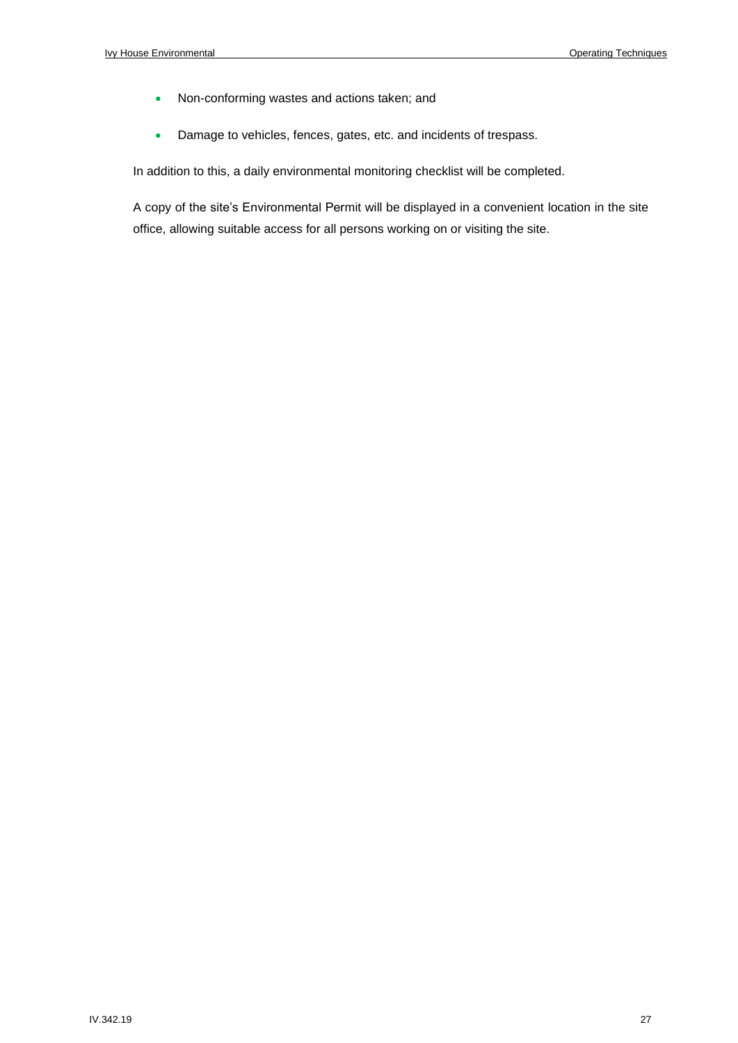- Non-conforming wastes and actions taken; and
- Damage to vehicles, fences, gates, etc. and incidents of trespass.

In addition to this, a daily environmental monitoring checklist will be completed.

A copy of the site's Environmental Permit will be displayed in a convenient location in the site office, allowing suitable access for all persons working on or visiting the site.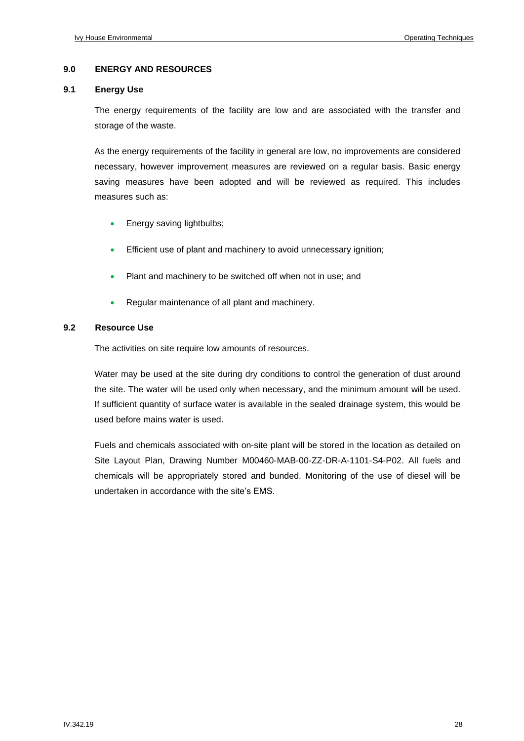## 9.0 ENERGY AND RESOURCES

### 9.1 Energy Use

The energy requirements of the facility are low and are associated with the transfer and storage of the waste.

As the energy requirements of the facility in general are low, no improvements are considered necessary, however improvement measures are reviewed on a regular basis. Basic energy saving measures have been adopted and will be reviewed as required. This includes measures such as:

- Energy saving lightbulbs;
- Efficient use of plant and machinery to avoid unnecessary ignition;
- Plant and machinery to be switched off when not in use; and
- Regular maintenance of all plant and machinery.

### 9.2 Resource Use

The activities on site require low amounts of resources.

Water may be used at the site during dry conditions to control the generation of dust around the site. The water will be used only when necessary, and the minimum amount will be used. If sufficient quantity of surface water is available in the sealed drainage system, this would be used before mains water is used.

Fuels and chemicals associated with on-site plant will be stored in the location as detailed on Site Layout Plan, Drawing Number M00460-MAB-00-ZZ-DR-A-1101-S4-P02. All fuels and chemicals will be appropriately stored and bunded. Monitoring of the use of diesel will be undertaken in accordance with the site's EMS.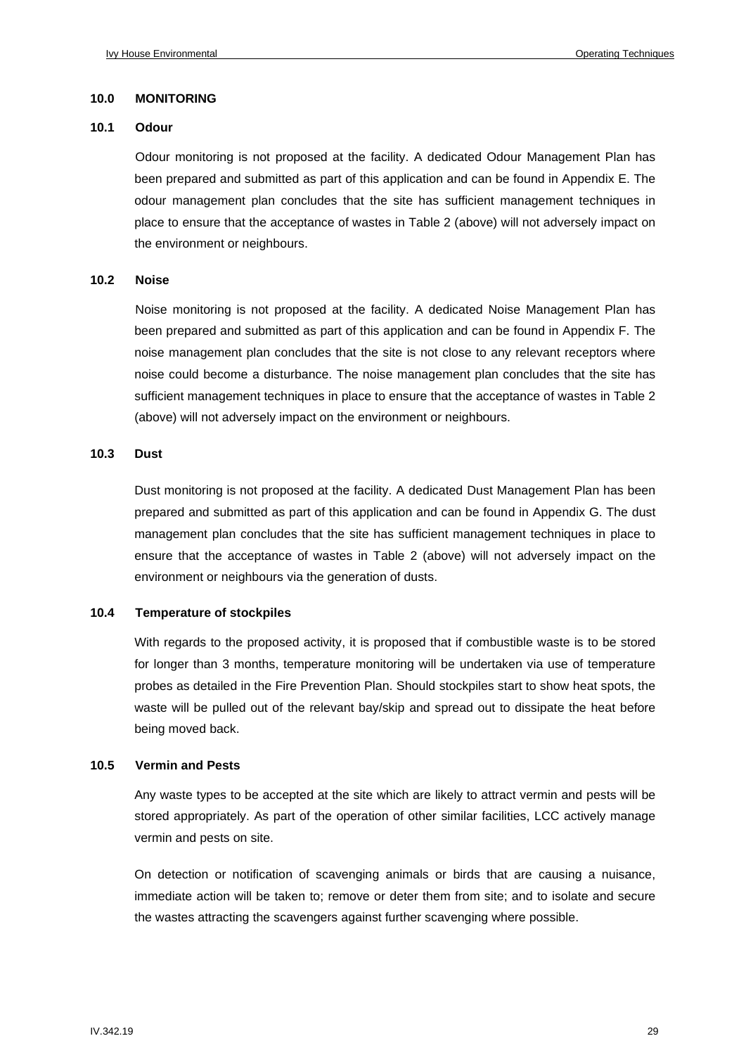## 10.0 MONITORING

### 10.1 Odour

Odour monitoring is not proposed at the facility. A dedicated Odour Management Plan has been prepared and submitted as part of this application and can be found in Appendix E. The odour management plan concludes that the site has sufficient management techniques in place to ensure that the acceptance of wastes in Table 2 (above) will not adversely impact on the environment or neighbours.

### 10.2 Noise

Noise monitoring is not proposed at the facility. A dedicated Noise Management Plan has been prepared and submitted as part of this application and can be found in Appendix F. The noise management plan concludes that the site is not close to any relevant receptors where noise could become a disturbance. The noise management plan concludes that the site has sufficient management techniques in place to ensure that the acceptance of wastes in Table 2 (above) will not adversely impact on the environment or neighbours.

### 10.3 Dust

Dust monitoring is not proposed at the facility. A dedicated Dust Management Plan has been prepared and submitted as part of this application and can be found in Appendix G. The dust management plan concludes that the site has sufficient management techniques in place to ensure that the acceptance of wastes in Table 2 (above) will not adversely impact on the environment or neighbours via the generation of dusts.

### 10.4 Temperature of stockpiles

With regards to the proposed activity, it is proposed that if combustible waste is to be stored for longer than 3 months, temperature monitoring will be undertaken via use of temperature probes as detailed in the Fire Prevention Plan. Should stockpiles start to show heat spots, the waste will be pulled out of the relevant bay/skip and spread out to dissipate the heat before being moved back.

### 10.5 Vermin and Pests

Any waste types to be accepted at the site which are likely to attract vermin and pests will be stored appropriately. As part of the operation of other similar facilities, LCC actively manage vermin and pests on site.

On detection or notification of scavenging animals or birds that are causing a nuisance, immediate action will be taken to; remove or deter them from site; and to isolate and secure the wastes attracting the scavengers against further scavenging where possible.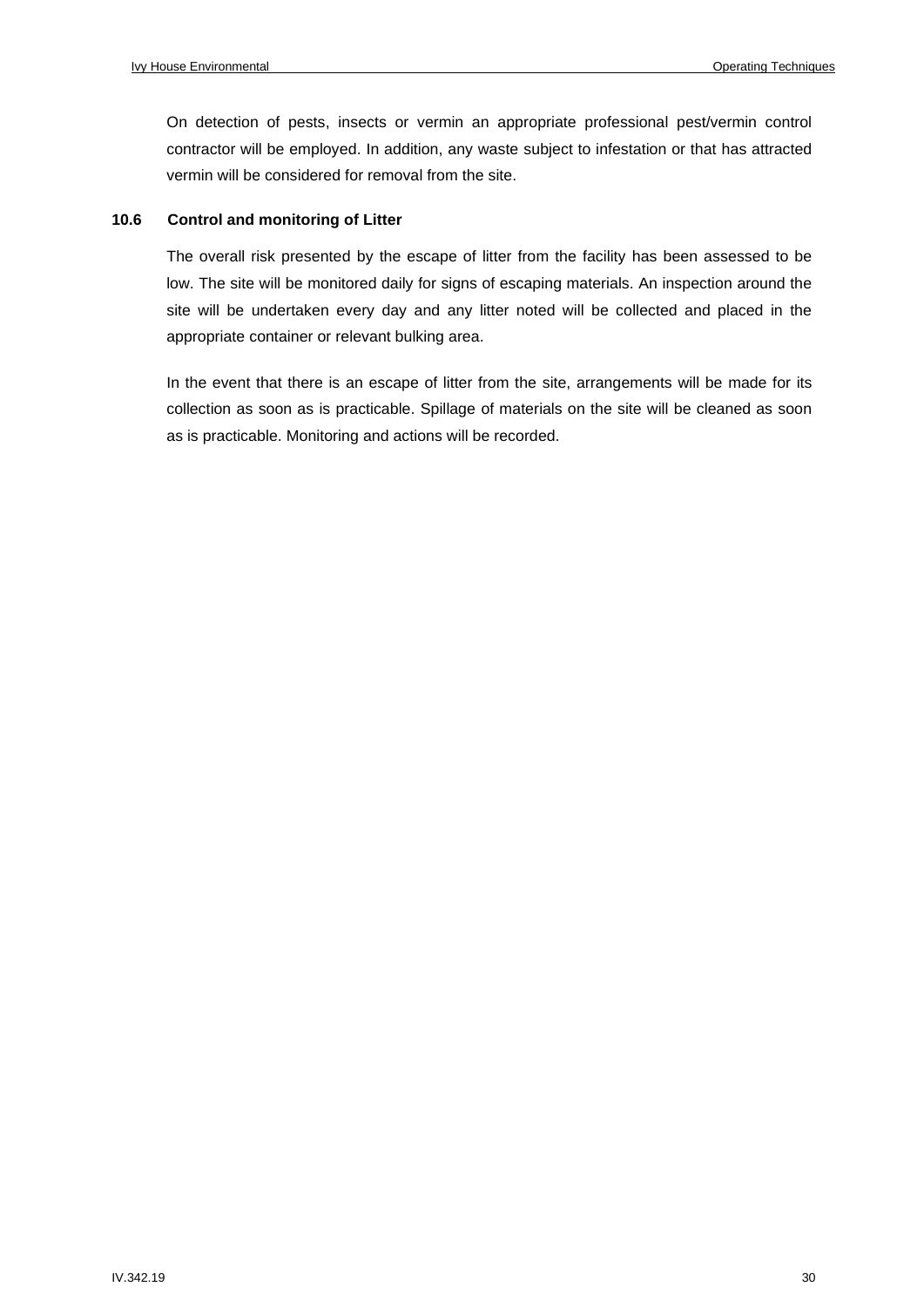On detection of pests, insects or vermin an appropriate professional pest/vermin control contractor will be employed. In addition, any waste subject to infestation or that has attracted vermin will be considered for removal from the site.

### 10.6 Control and monitoring of Litter

The overall risk presented by the escape of litter from the facility has been assessed to be low. The site will be monitored daily for signs of escaping materials. An inspection around the site will be undertaken every day and any litter noted will be collected and placed in the appropriate container or relevant bulking area.

In the event that there is an escape of litter from the site, arrangements will be made for its collection as soon as is practicable. Spillage of materials on the site will be cleaned as soon as is practicable. Monitoring and actions will be recorded.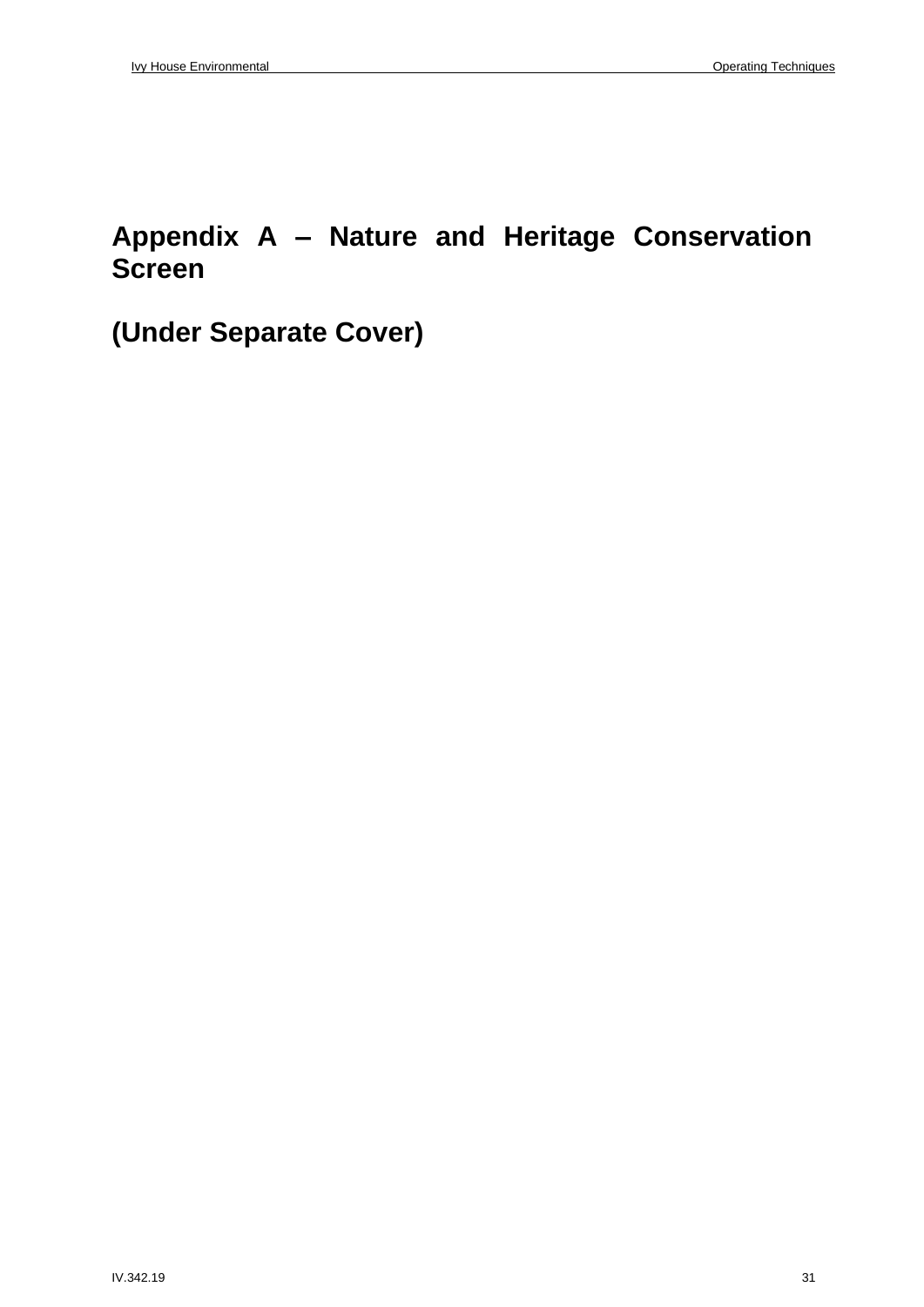# Appendix A – Nature and Heritage Conservation Screen

## (Under Separate Cover)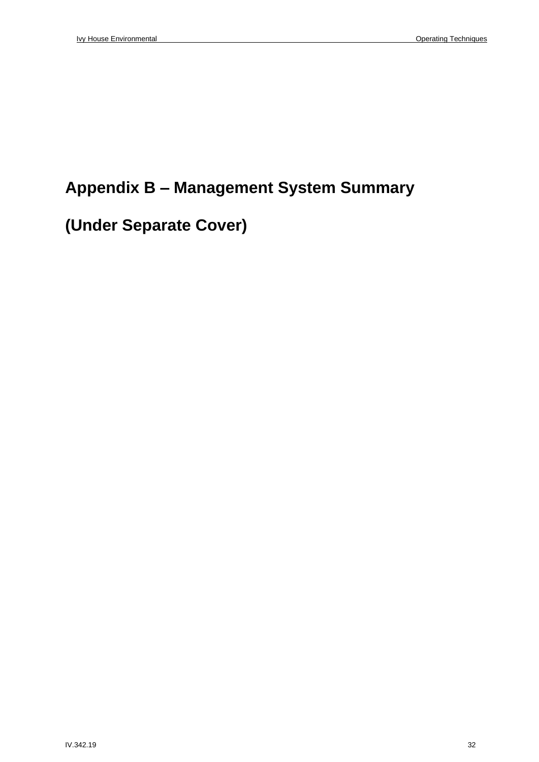# Appendix B – Management System Summary

# (Under Separate Cover)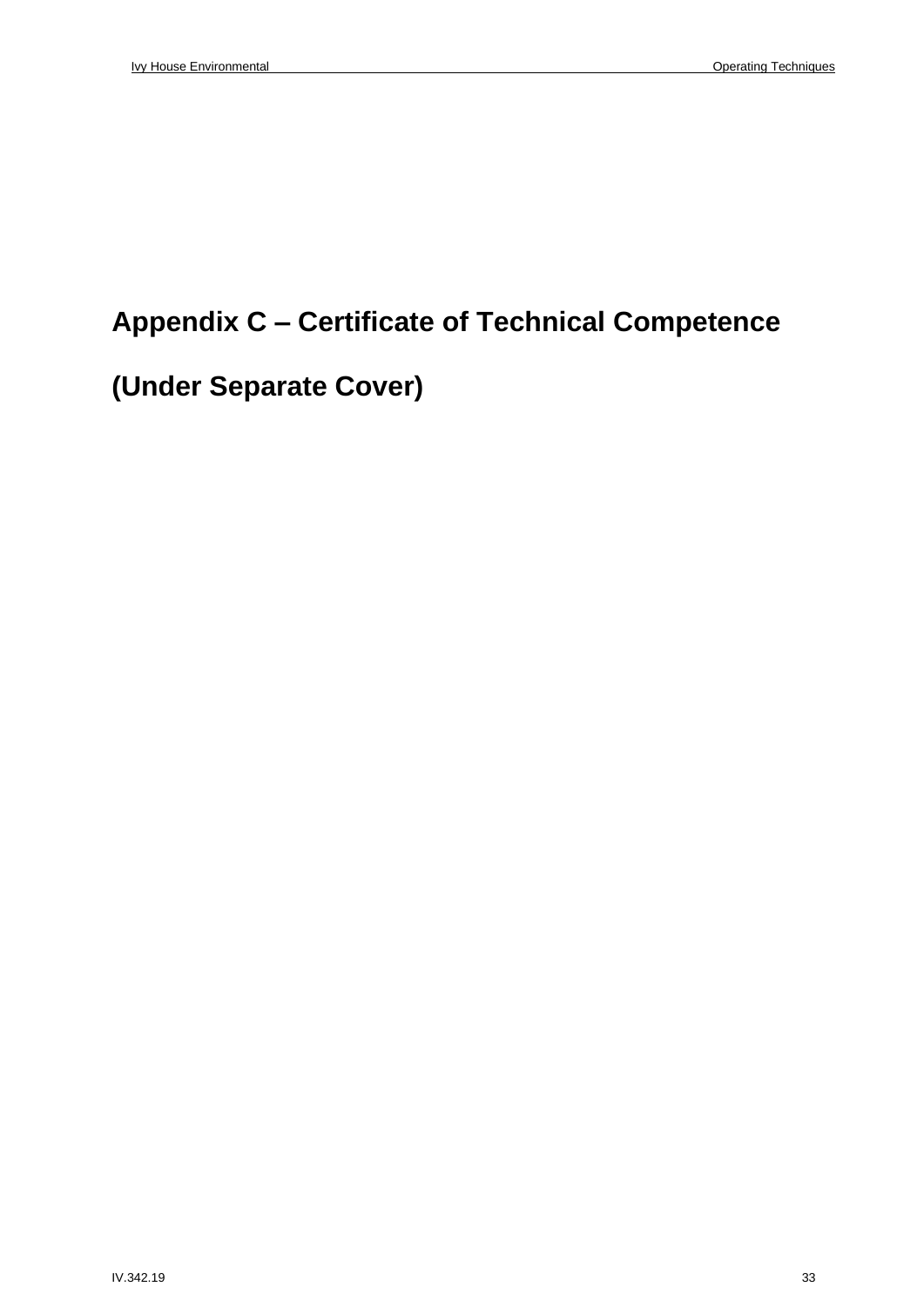# Appendix C – Certificate of Technical Competence

# (Under Separate Cover)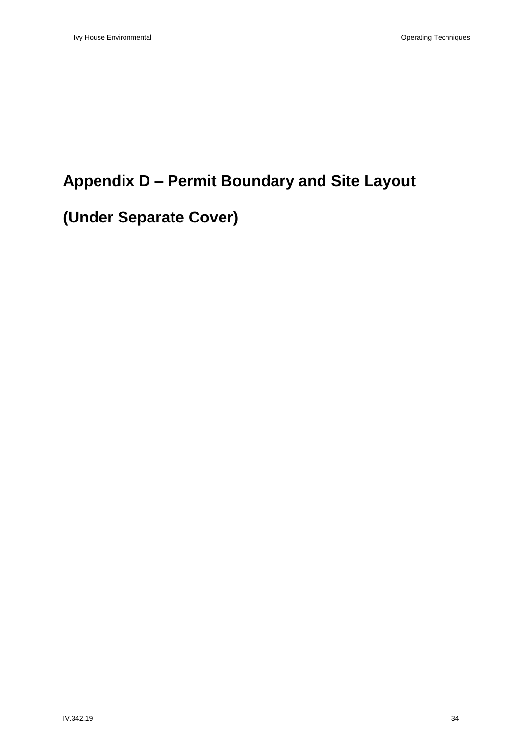# Appendix D – Permit Boundary and Site Layout

# (Under Separate Cover)